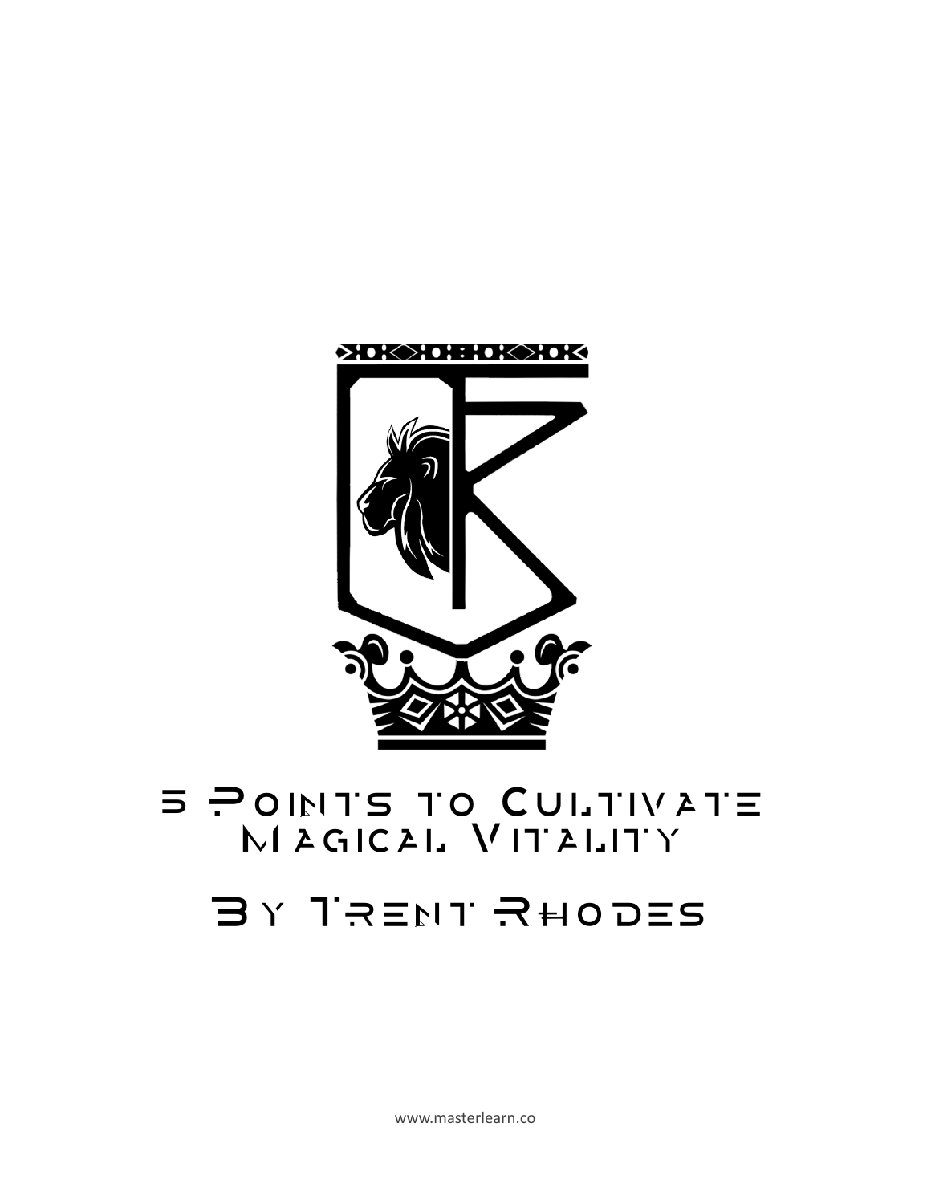# 5 Points to Cultivate Magical Vitality

## By Trent Rhodes

www.masterlearn.co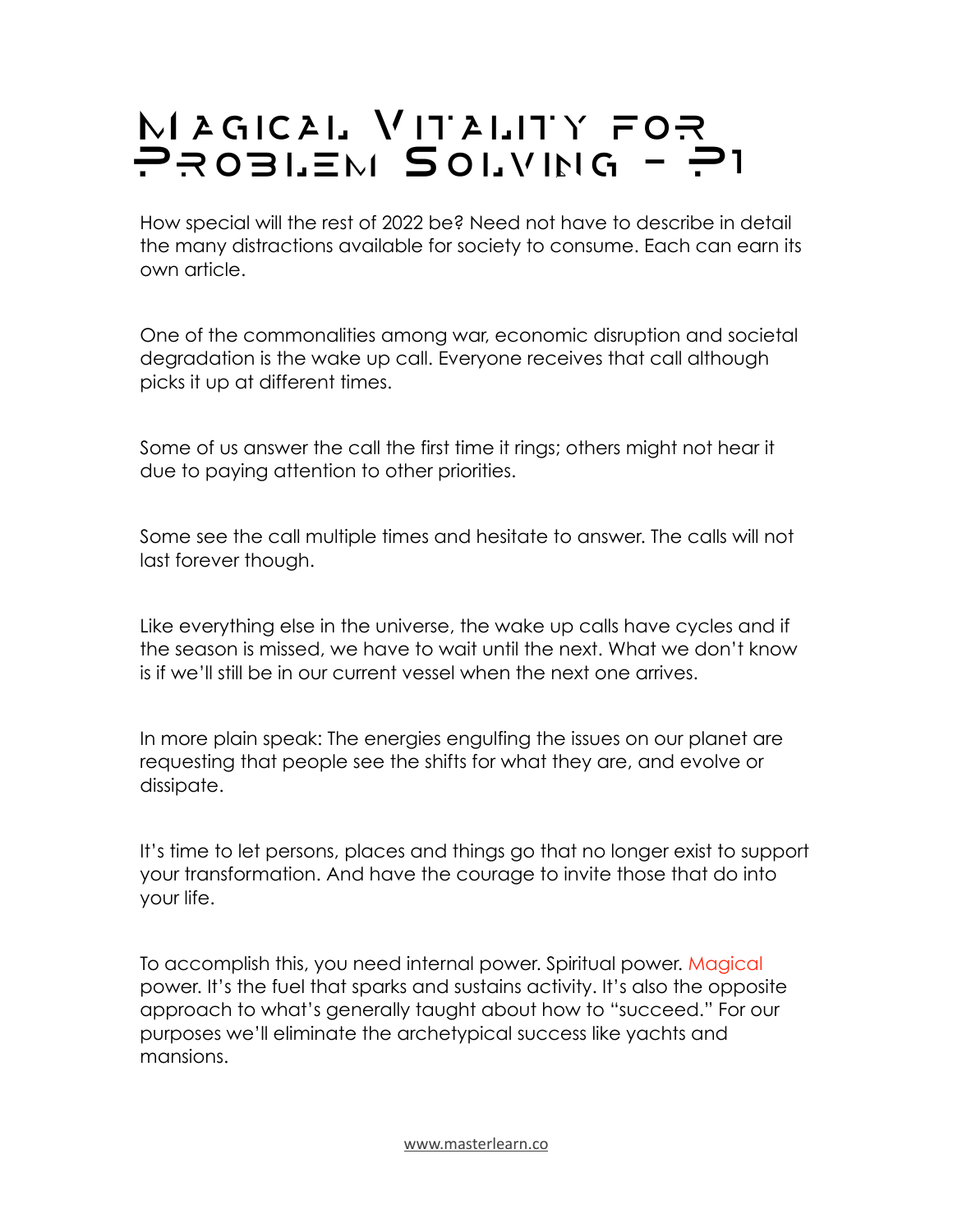# Magical Vitality for Problem Solving - P1

How special will the rest of 2022 be? Need not have to describe in detail the many distractions available for society to consume. Each can earn its own article.

One of the commonalities among war, economic disruption and societal degradation is the wake up call. Everyone receives that call although picks it up at different times.

Some of us answer the call the first time it rings; others might not hear it due to paying attention to other priorities.

Some see the call multiple times and hesitate to answer. The calls will not last forever though.

Like everything else in the universe, the wake up calls have cycles and if the season is missed, we have to wait until the next. What we don't know is if we'll still be in our current vessel when the next one arrives.

In more plain speak: The energies engulfing the issues on our planet are requesting that people see the shifts for what they are, and evolve or dissipate.

It's time to let persons, places and things go that no longer exist to support your transformation. And have the courage to invite those that do into your life.

To accomplish this, you need internal power. Spiritual power. Magical power. It's the fuel that sparks and sustains activity. It's also the opposite approach to what's generally taught about how to "succeed." For our purposes we'll eliminate the archetypical success like yachts and mansions.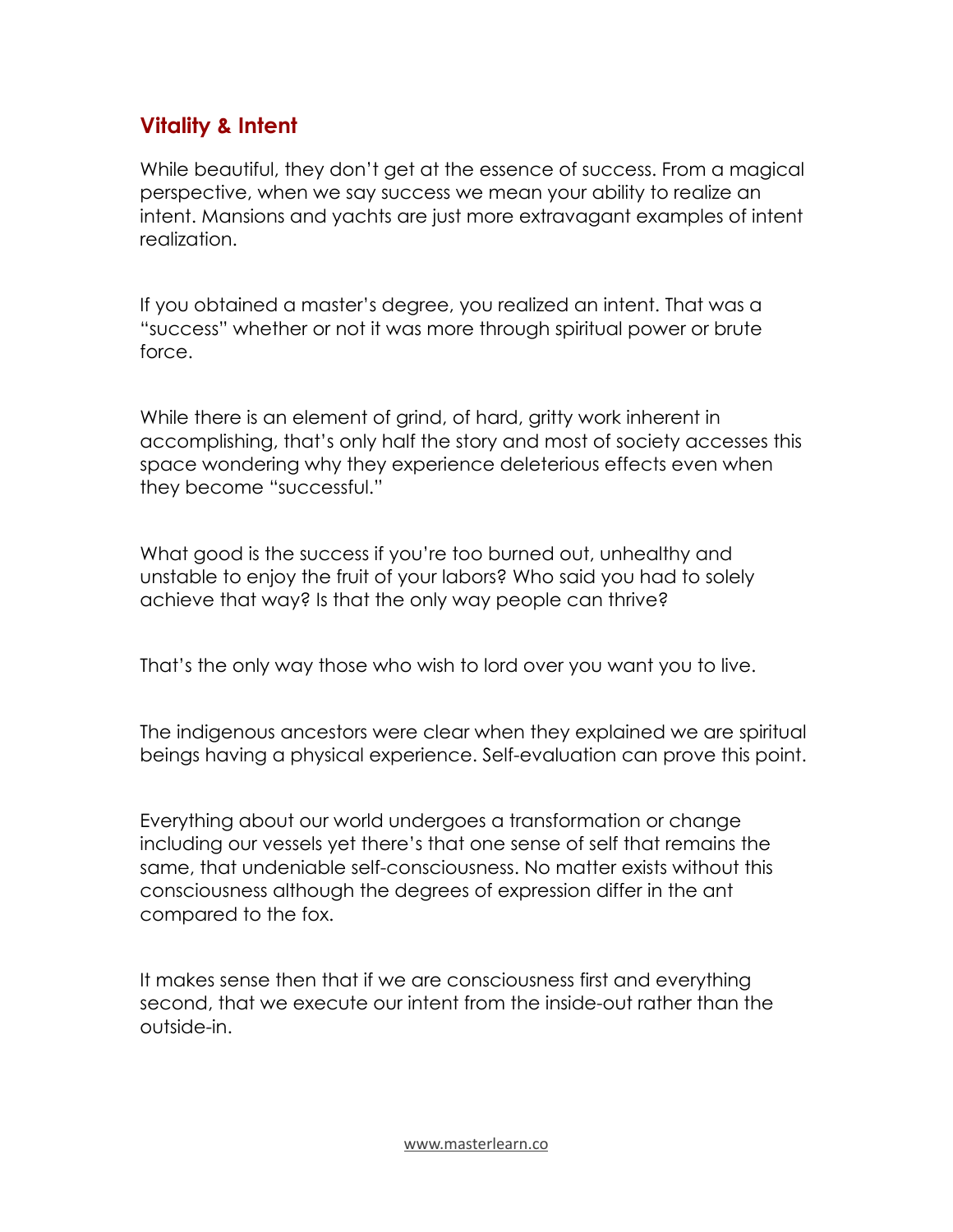## Vitality & Intent

While beautiful, they don't get at the essence of success. From a magical perspective, when we say success we mean your ability to realize an intent. Mansions and yachts are just more extravagant examples of intent realization.

If you obtained a master's degree, you realized an intent. That was a "success" whether or not it was more through spiritual power or brute force.

While there is an element of grind, of hard, gritty work inherent in accomplishing, that's only half the story and most of society accesses this space wondering why they experience deleterious effects even when they become "successful."

What good is the success if you're too burned out, unhealthy and unstable to enjoy the fruit of your labors? Who said you had to solely achieve that way? Is that the only way people can thrive?

That's the only way those who wish to lord over you want you to live.

The indigenous ancestors were clear when they explained we are spiritual beings having a physical experience. Self-evaluation can prove this point.

Everything about our world undergoes a transformation or change including our vessels yet there's that one sense of self that remains the same, that undeniable self-consciousness. No matter exists without this consciousness although the degrees of expression differ in the ant compared to the fox.

It makes sense then that if we are consciousness first and everything second, that we execute our intent from the inside-out rather than the outside-in.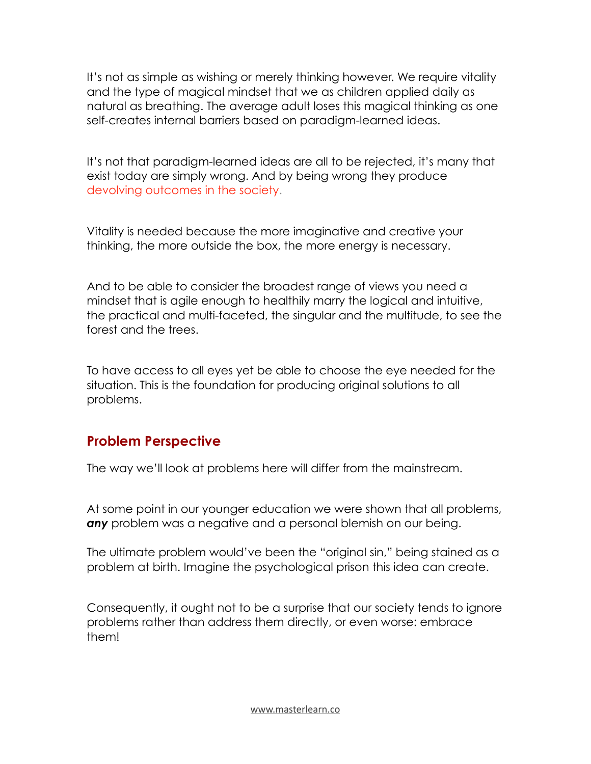It's not as simple as wishing or merely thinking however. We require vitality and the type of magical mindset that we as children applied daily as natural as breathing. The average adult loses this magical thinking as one self-creates internal barriers based on paradigm-learned ideas.

It's not that paradigm-learned ideas are all to be rejected, it's many that exist today are simply wrong. And by being wrong they produce devolving outcomes in the society.

Vitality is needed because the more imaginative and creative your thinking, the more outside the box, the more energy is necessary.

And to be able to consider the broadest range of views you need a mindset that is agile enough to healthily marry the logical and intuitive, the practical and multi-faceted, the singular and the multitude, to see the forest and the trees.

To have access to all eyes yet be able to choose the eye needed for the situation. This is the foundation for producing original solutions to all problems.

## Problem Perspective

The way we'll look at problems here will differ from the mainstream.

At some point in our younger education we were shown that all problems, ***any*** problem was a negative and a personal blemish on our being.

The ultimate problem would've been the "original sin," being stained as a problem at birth. Imagine the psychological prison this idea can create.

Consequently, it ought not to be a surprise that our society tends to ignore problems rather than address them directly, or even worse: embrace them!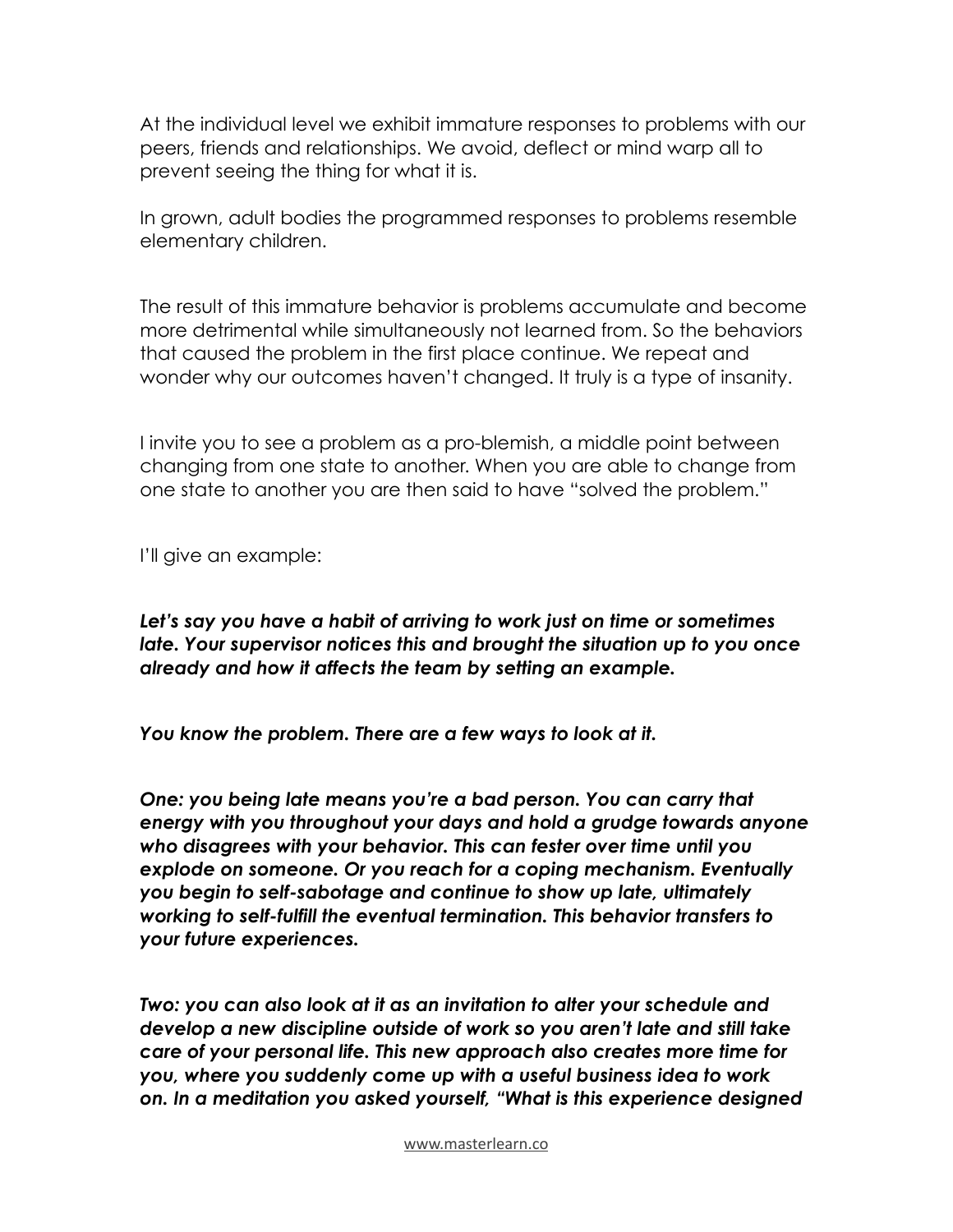At the individual level we exhibit immature responses to problems with our peers, friends and relationships. We avoid, deflect or mind warp all to prevent seeing the thing for what it is.

In grown, adult bodies the programmed responses to problems resemble elementary children.

The result of this immature behavior is problems accumulate and become more detrimental while simultaneously not learned from. So the behaviors that caused the problem in the first place continue. We repeat and wonder why our outcomes haven't changed. It truly is a type of insanity.

I invite you to see a problem as a pro-blemish, a middle point between changing from one state to another. When you are able to change from one state to another you are then said to have "solved the problem."

I'll give an example:

***Let's say you have a habit of arriving to work just on time or sometimes late. Your supervisor notices this and brought the situation up to you once already and how it affects the team by setting an example.***

***You know the problem. There are a few ways to look at it.***

***One: you being late means you're a bad person. You can carry that energy with you throughout your days and hold a grudge towards anyone who disagrees with your behavior. This can fester over time until you explode on someone. Or you reach for a coping mechanism. Eventually you begin to self-sabotage and continue to show up late, ultimately working to self-fulfill the eventual termination. This behavior transfers to your future experiences.***

***Two: you can also look at it as an invitation to alter your schedule and develop a new discipline outside of work so you aren't late and still take care of your personal life. This new approach also creates more time for you, where you suddenly come up with a useful business idea to work on. In a meditation you asked yourself, "What is this experience designed***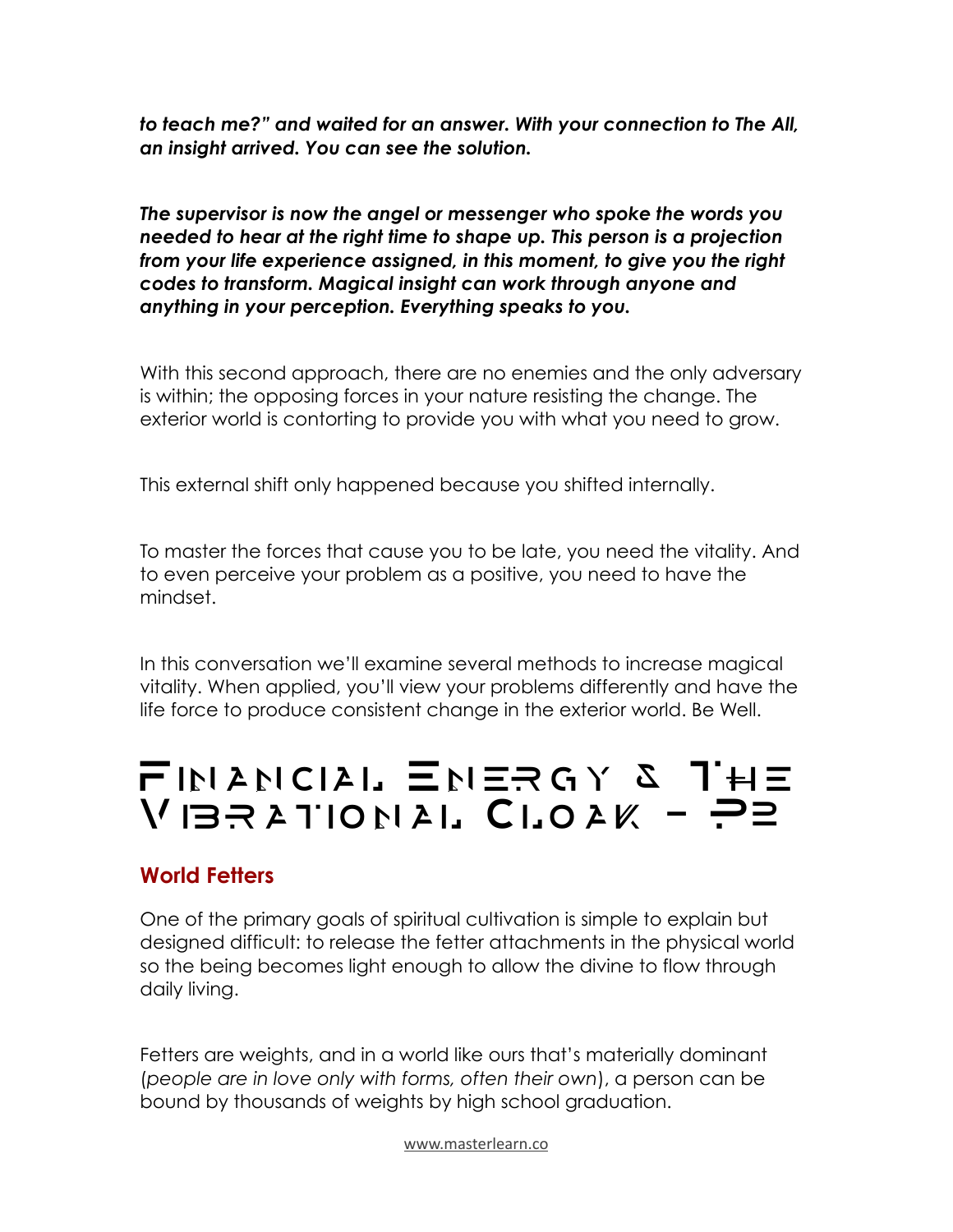***to teach me?" and waited for an answer. With your connection to The All, an insight arrived. You can see the solution.***

***The supervisor is now the angel or messenger who spoke the words you needed to hear at the right time to shape up. This person is a projection from your life experience assigned, in this moment, to give you the right codes to transform. Magical insight can work through anyone and anything in your perception. Everything speaks to you.***

With this second approach, there are no enemies and the only adversary is within; the opposing forces in your nature resisting the change. The exterior world is contorting to provide you with what you need to grow.

This external shift only happened because you shifted internally.

To master the forces that cause you to be late, you need the vitality. And to even perceive your problem as a positive, you need to have the mindset.

In this conversation we'll examine several methods to increase magical vitality. When applied, you'll view your problems differently and have the life force to produce consistent change in the exterior world. Be Well.

# Financial Energy & The Vibrational Cloak - P2

## World Fetters

One of the primary goals of spiritual cultivation is simple to explain but designed difficult: to release the fetter attachments in the physical world so the being becomes light enough to allow the divine to flow through daily living.

Fetters are weights, and in a world like ours that's materially dominant (*people are in love only with forms, often their own*), a person can be bound by thousands of weights by high school graduation.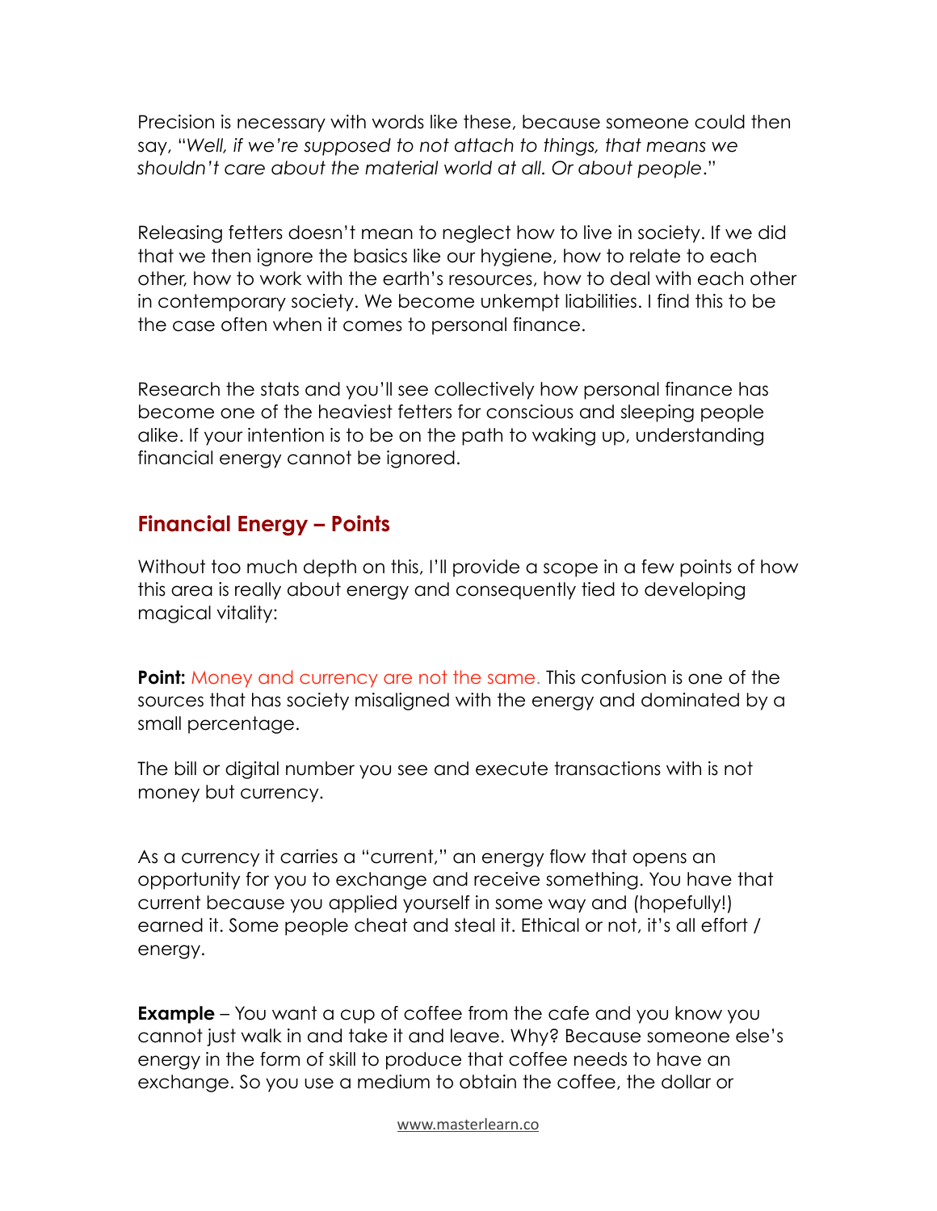Precision is necessary with words like these, because someone could then say, "*Well, if we're supposed to not attach to things, that means we shouldn't care about the material world at all. Or about people*."

Releasing fetters doesn't mean to neglect how to live in society. If we did that we then ignore the basics like our hygiene, how to relate to each other, how to work with the earth's resources, how to deal with each other in contemporary society. We become unkempt liabilities. I find this to be the case often when it comes to personal finance.

Research the stats and you'll see collectively how personal finance has become one of the heaviest fetters for conscious and sleeping people alike. If your intention is to be on the path to waking up, understanding financial energy cannot be ignored.

## Financial Energy – Points

Without too much depth on this, I'll provide a scope in a few points of how this area is really about energy and consequently tied to developing magical vitality:

**Point:** Money and currency are not the same. This confusion is one of the sources that has society misaligned with the energy and dominated by a small percentage.

The bill or digital number you see and execute transactions with is not money but currency.

As a currency it carries a "current," an energy flow that opens an opportunity for you to exchange and receive something. You have that current because you applied yourself in some way and (hopefully!) earned it. Some people cheat and steal it. Ethical or not, it's all effort / energy.

**Example** – You want a cup of coffee from the cafe and you know you cannot just walk in and take it and leave. Why? Because someone else's energy in the form of skill to produce that coffee needs to have an exchange. So you use a medium to obtain the coffee, the dollar or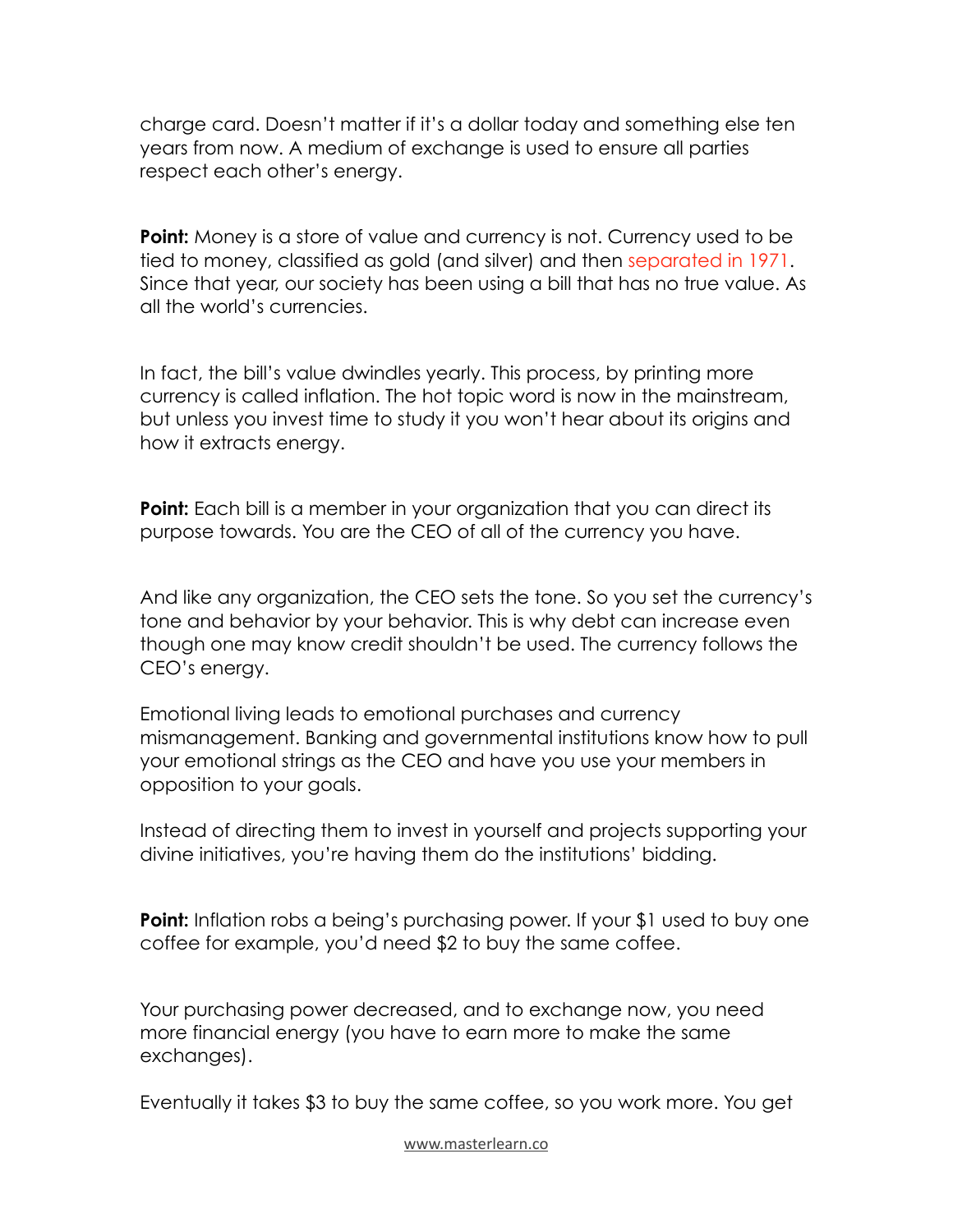charge card. Doesn't matter if it's a dollar today and something else ten years from now. A medium of exchange is used to ensure all parties respect each other's energy.

**Point:** Money is a store of value and currency is not. Currency used to be tied to money, classified as gold (and silver) and then separated in 1971. Since that year, our society has been using a bill that has no true value. As all the world's currencies.

In fact, the bill's value dwindles yearly. This process, by printing more currency is called inflation. The hot topic word is now in the mainstream, but unless you invest time to study it you won't hear about its origins and how it extracts energy.

**Point:** Each bill is a member in your organization that you can direct its purpose towards. You are the CEO of all of the currency you have.

And like any organization, the CEO sets the tone. So you set the currency's tone and behavior by your behavior. This is why debt can increase even though one may know credit shouldn't be used. The currency follows the CEO's energy.

Emotional living leads to emotional purchases and currency mismanagement. Banking and governmental institutions know how to pull your emotional strings as the CEO and have you use your members in opposition to your goals.

Instead of directing them to invest in yourself and projects supporting your divine initiatives, you're having them do the institutions' bidding.

**Point:** Inflation robs a being's purchasing power. If your $1 used to buy one coffee for example, you'd need $2 to buy the same coffee.

Your purchasing power decreased, and to exchange now, you need more financial energy (you have to earn more to make the same exchanges).

Eventually it takes $3 to buy the same coffee, so you work more. You get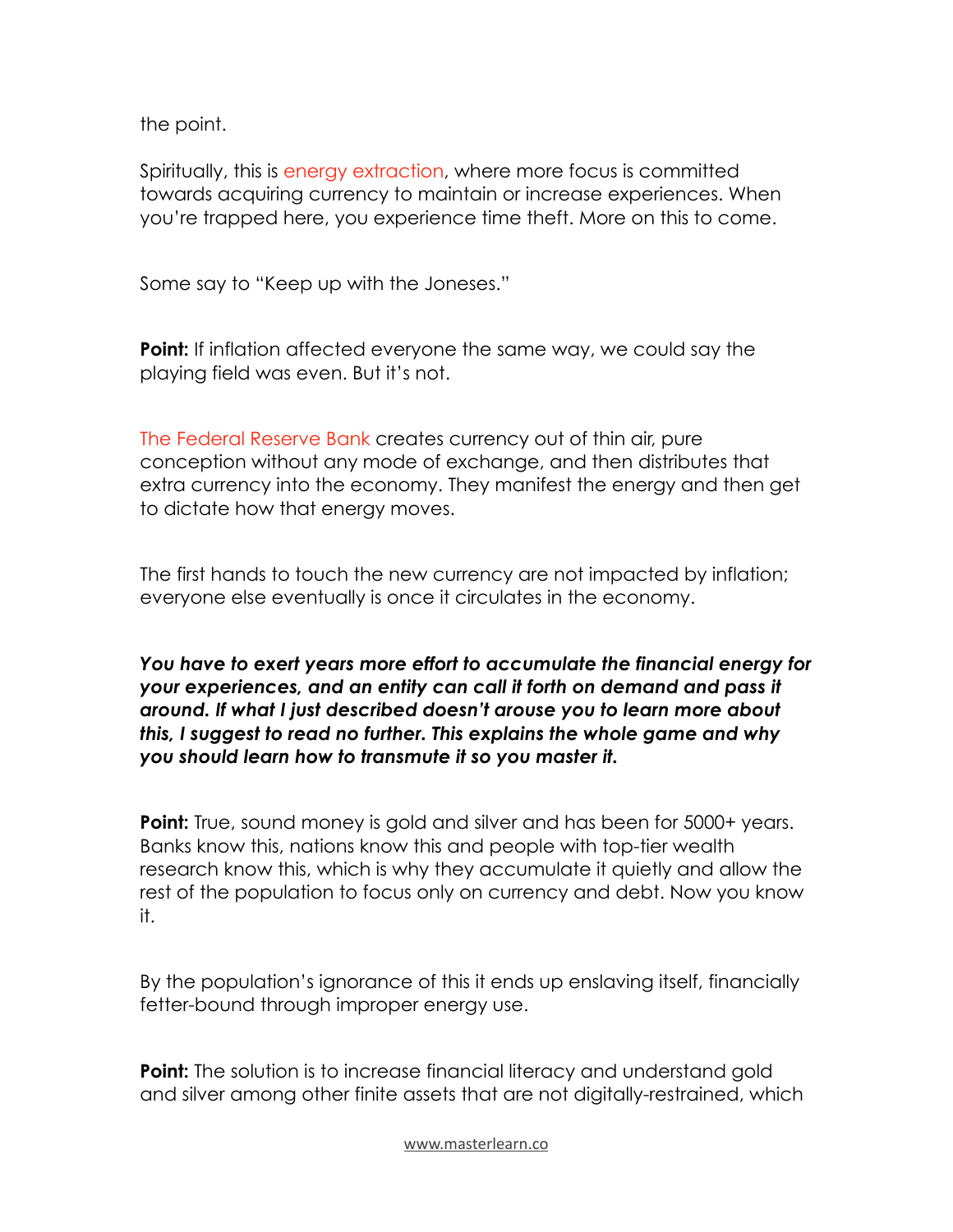the point.

Spiritually, this is energy extraction, where more focus is committed towards acquiring currency to maintain or increase experiences. When you're trapped here, you experience time theft. More on this to come.

Some say to "Keep up with the Joneses."

**Point:** If inflation affected everyone the same way, we could say the playing field was even. But it's not.

The Federal Reserve Bank creates currency out of thin air, pure conception without any mode of exchange, and then distributes that extra currency into the economy. They manifest the energy and then get to dictate how that energy moves.

The first hands to touch the new currency are not impacted by inflation; everyone else eventually is once it circulates in the economy.

***You have to exert years more effort to accumulate the financial energy for your experiences, and an entity can call it forth on demand and pass it around. If what I just described doesn't arouse you to learn more about this, I suggest to read no further. This explains the whole game and why you should learn how to transmute it so you master it.***

**Point:** True, sound money is gold and silver and has been for 5000+ years. Banks know this, nations know this and people with top-tier wealth research know this, which is why they accumulate it quietly and allow the rest of the population to focus only on currency and debt. Now you know it.

By the population's ignorance of this it ends up enslaving itself, financially fetter-bound through improper energy use.

**Point:** The solution is to increase financial literacy and understand gold and silver among other finite assets that are not digitally-restrained, which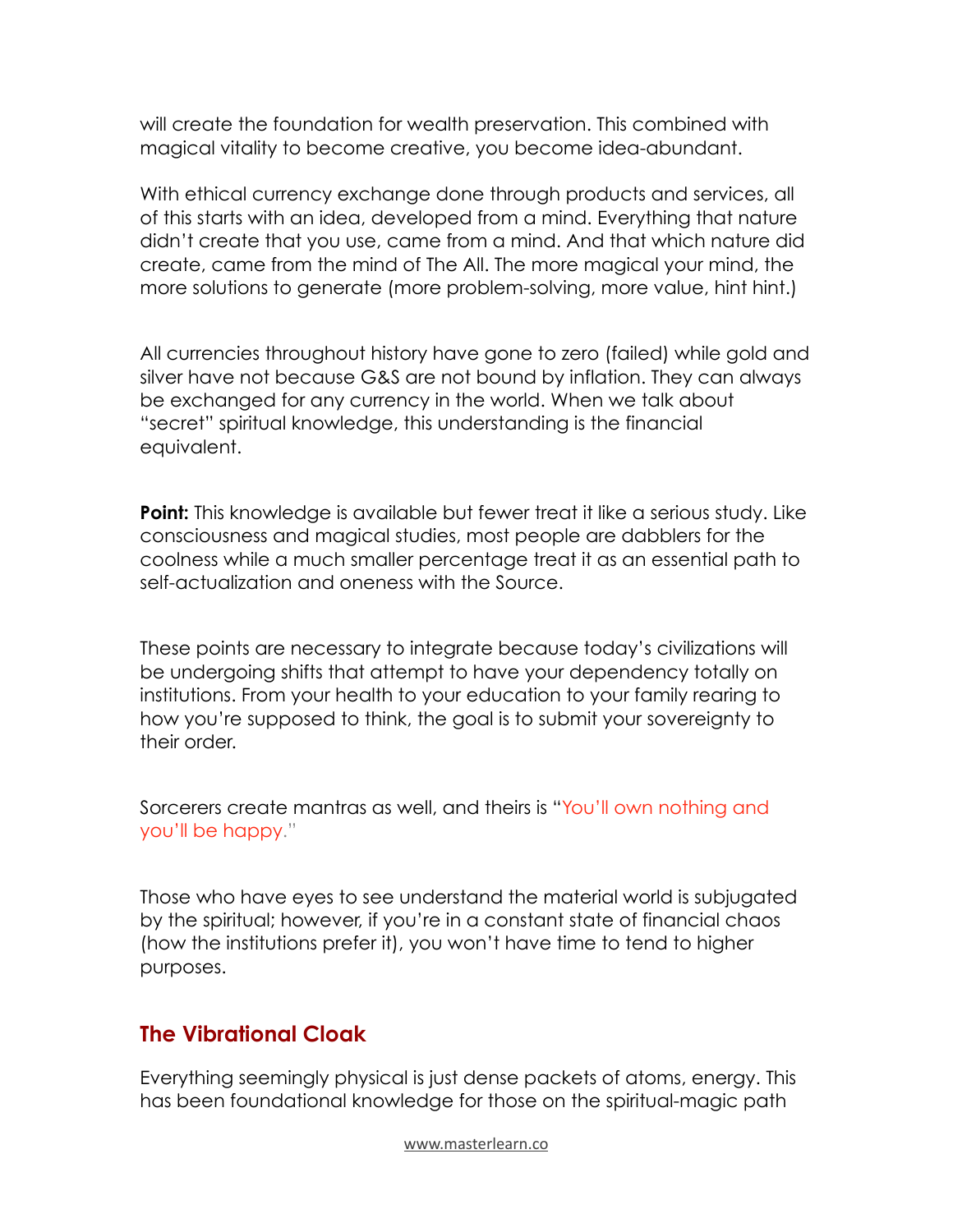will create the foundation for wealth preservation. This combined with magical vitality to become creative, you become idea-abundant.

With ethical currency exchange done through products and services, all of this starts with an idea, developed from a mind. Everything that nature didn't create that you use, came from a mind. And that which nature did create, came from the mind of The All. The more magical your mind, the more solutions to generate (more problem-solving, more value, hint hint.)

All currencies throughout history have gone to zero (failed) while gold and silver have not because G&S are not bound by inflation. They can always be exchanged for any currency in the world. When we talk about "secret" spiritual knowledge, this understanding is the financial equivalent.

**Point:** This knowledge is available but fewer treat it like a serious study. Like consciousness and magical studies, most people are dabblers for the coolness while a much smaller percentage treat it as an essential path to self-actualization and oneness with the Source.

These points are necessary to integrate because today's civilizations will be undergoing shifts that attempt to have your dependency totally on institutions. From your health to your education to your family rearing to how you're supposed to think, the goal is to submit your sovereignty to their order.

Sorcerers create mantras as well, and theirs is "You'll own nothing and you'll be happy."

Those who have eyes to see understand the material world is subjugated by the spiritual; however, if you're in a constant state of financial chaos (how the institutions prefer it), you won't have time to tend to higher purposes.

## The Vibrational Cloak

Everything seemingly physical is just dense packets of atoms, energy. This has been foundational knowledge for those on the spiritual-magic path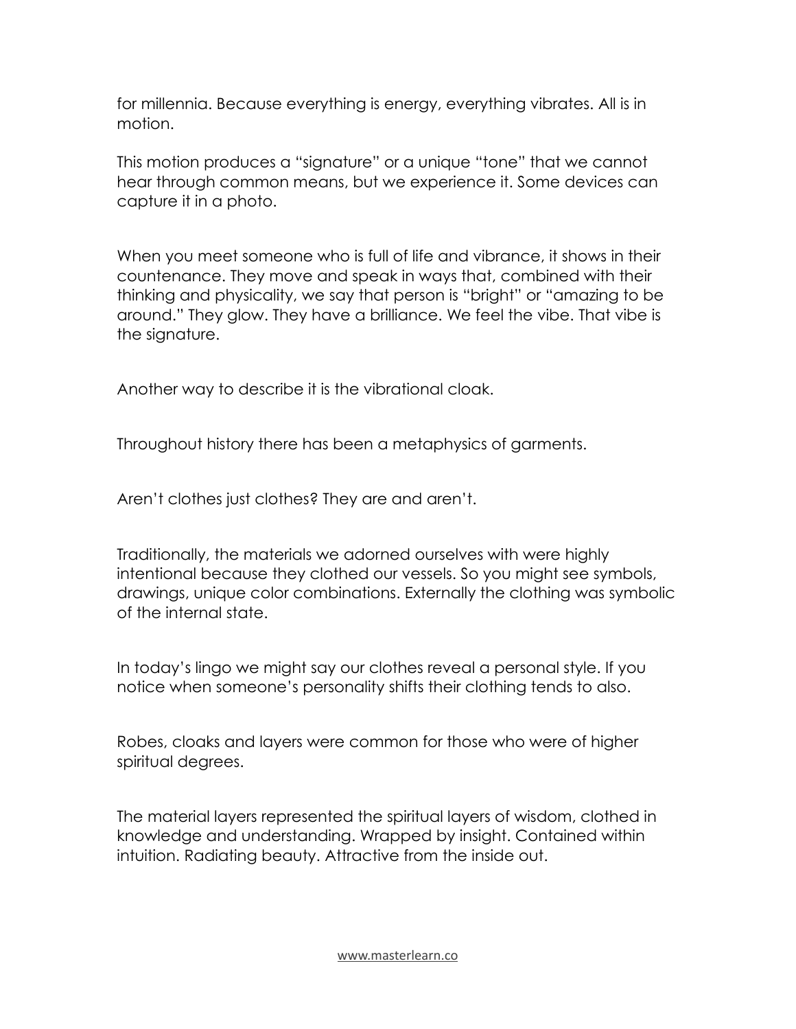for millennia. Because everything is energy, everything vibrates. All is in motion.

This motion produces a “signature” or a unique “tone” that we cannot hear through common means, but we experience it. Some devices can capture it in a photo.

When you meet someone who is full of life and vibrance, it shows in their countenance. They move and speak in ways that, combined with their thinking and physicality, we say that person is “bright” or “amazing to be around.” They glow. They have a brilliance. We feel the vibe. That vibe is the signature.

Another way to describe it is the vibrational cloak.

Throughout history there has been a metaphysics of garments.

Aren’t clothes just clothes? They are and aren’t.

Traditionally, the materials we adorned ourselves with were highly intentional because they clothed our vessels. So you might see symbols, drawings, unique color combinations. Externally the clothing was symbolic of the internal state.

In today’s lingo we might say our clothes reveal a personal style. If you notice when someone’s personality shifts their clothing tends to also.

Robes, cloaks and layers were common for those who were of higher spiritual degrees.

The material layers represented the spiritual layers of wisdom, clothed in knowledge and understanding. Wrapped by insight. Contained within intuition. Radiating beauty. Attractive from the inside out.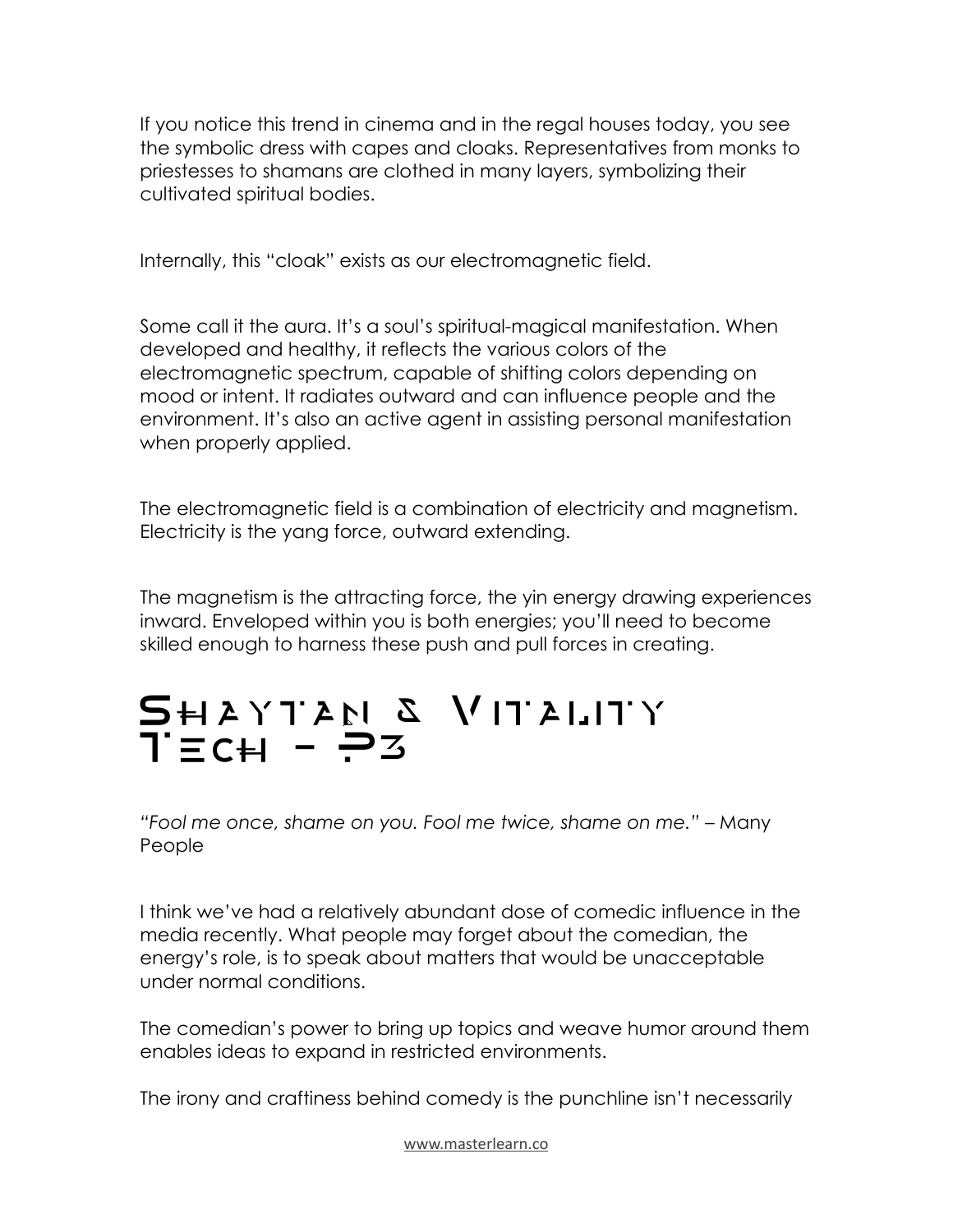If you notice this trend in cinema and in the regal houses today, you see the symbolic dress with capes and cloaks. Representatives from monks to priestesses to shamans are clothed in many layers, symbolizing their cultivated spiritual bodies.

Internally, this "cloak" exists as our electromagnetic field.

Some call it the aura. It's a soul's spiritual-magical manifestation. When developed and healthy, it reflects the various colors of the electromagnetic spectrum, capable of shifting colors depending on mood or intent. It radiates outward and can influence people and the environment. It's also an active agent in assisting personal manifestation when properly applied.

The electromagnetic field is a combination of electricity and magnetism. Electricity is the yang force, outward extending.

The magnetism is the attracting force, the yin energy drawing experiences inward. Enveloped within you is both energies; you'll need to become skilled enough to harness these push and pull forces in creating.

# Shaytan & Vitality Tech - P3

*"Fool me once, shame on you. Fool me twice, shame on me."* – Many People

I think we've had a relatively abundant dose of comedic influence in the media recently. What people may forget about the comedian, the energy's role, is to speak about matters that would be unacceptable under normal conditions.

The comedian's power to bring up topics and weave humor around them enables ideas to expand in restricted environments.

The irony and craftiness behind comedy is the punchline isn't necessarily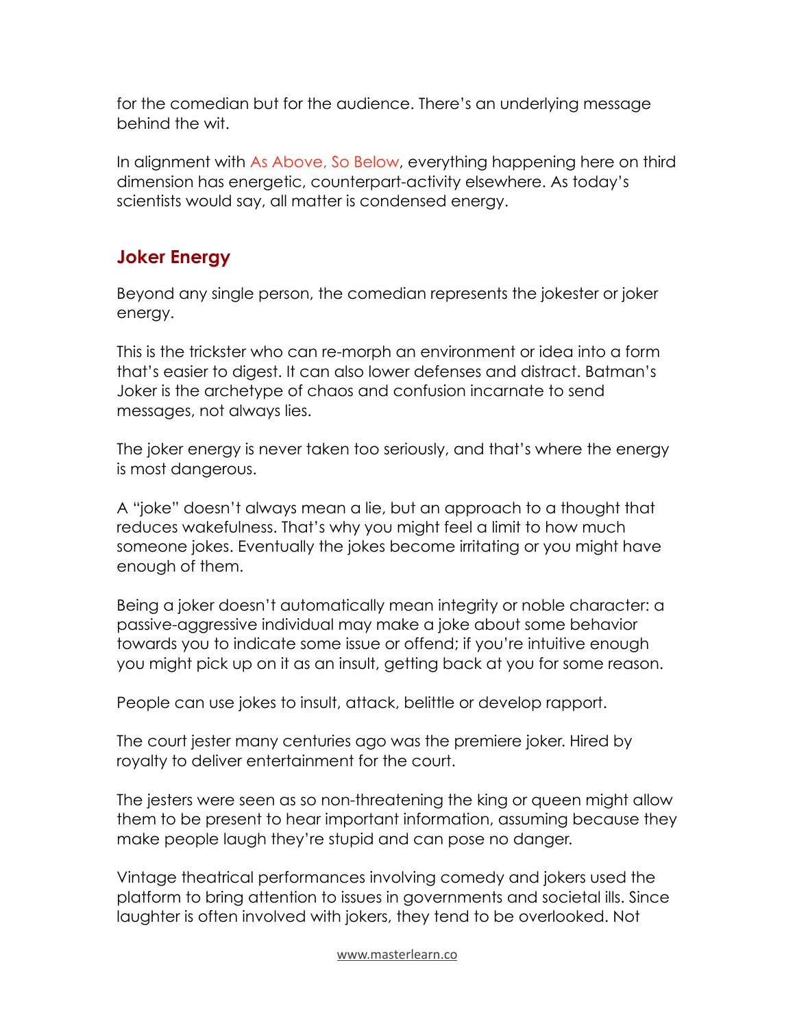for the comedian but for the audience. There's an underlying message behind the wit.

In alignment with As Above, So Below, everything happening here on third dimension has energetic, counterpart-activity elsewhere. As today's scientists would say, all matter is condensed energy.

## Joker Energy

Beyond any single person, the comedian represents the jokester or joker energy.

This is the trickster who can re-morph an environment or idea into a form that's easier to digest. It can also lower defenses and distract. Batman's Joker is the archetype of chaos and confusion incarnate to send messages, not always lies.

The joker energy is never taken too seriously, and that's where the energy is most dangerous.

A "joke" doesn't always mean a lie, but an approach to a thought that reduces wakefulness. That's why you might feel a limit to how much someone jokes. Eventually the jokes become irritating or you might have enough of them.

Being a joker doesn't automatically mean integrity or noble character: a passive-aggressive individual may make a joke about some behavior towards you to indicate some issue or offend; if you're intuitive enough you might pick up on it as an insult, getting back at you for some reason.

People can use jokes to insult, attack, belittle or develop rapport.

The court jester many centuries ago was the premiere joker. Hired by royalty to deliver entertainment for the court.

The jesters were seen as so non-threatening the king or queen might allow them to be present to hear important information, assuming because they make people laugh they're stupid and can pose no danger.

Vintage theatrical performances involving comedy and jokers used the platform to bring attention to issues in governments and societal ills. Since laughter is often involved with jokers, they tend to be overlooked. Not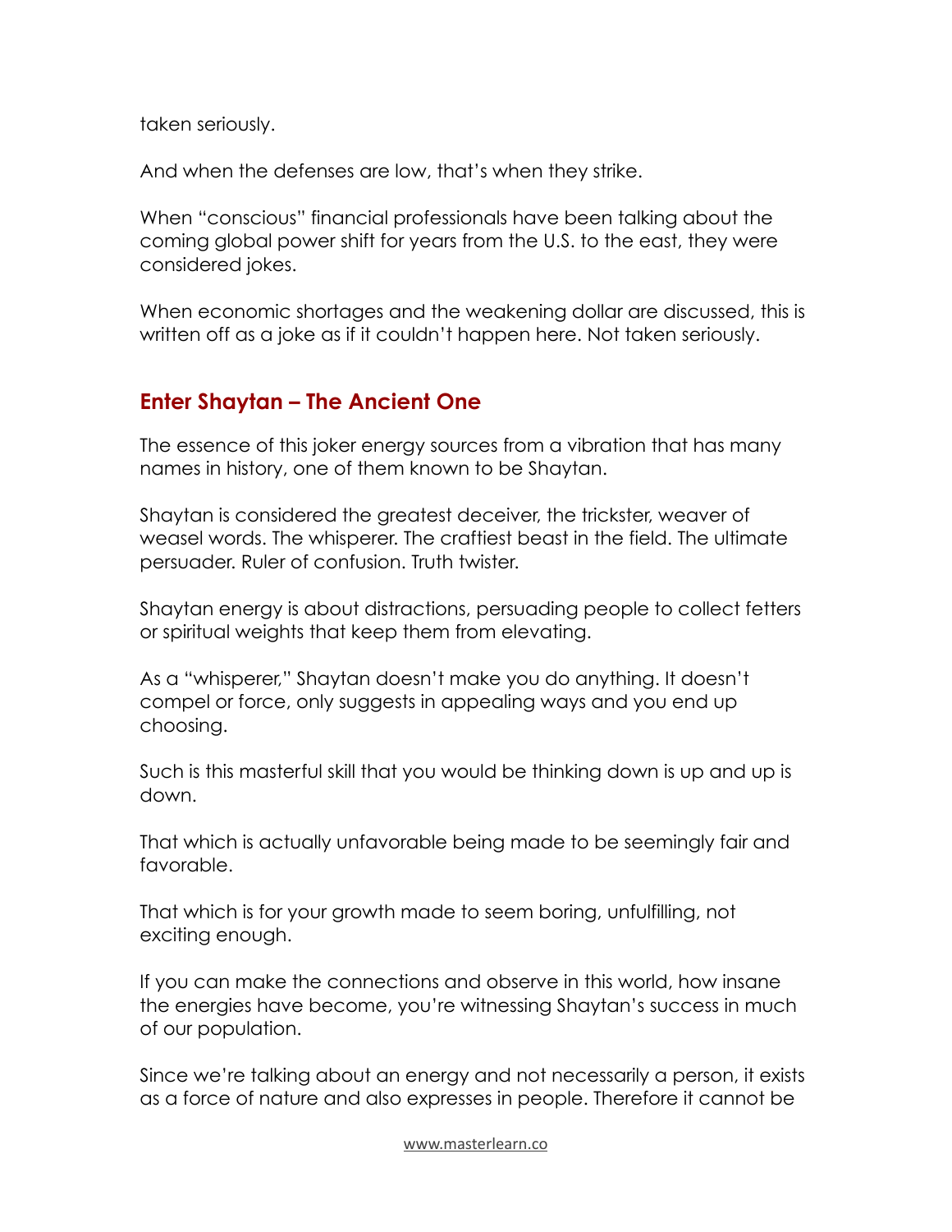taken seriously.

And when the defenses are low, that's when they strike.

When "conscious" financial professionals have been talking about the coming global power shift for years from the U.S. to the east, they were considered jokes.

When economic shortages and the weakening dollar are discussed, this is written off as a joke as if it couldn't happen here. Not taken seriously.

## Enter Shaytan – The Ancient One

The essence of this joker energy sources from a vibration that has many names in history, one of them known to be Shaytan.

Shaytan is considered the greatest deceiver, the trickster, weaver of weasel words. The whisperer. The craftiest beast in the field. The ultimate persuader. Ruler of confusion. Truth twister.

Shaytan energy is about distractions, persuading people to collect fetters or spiritual weights that keep them from elevating.

As a "whisperer," Shaytan doesn't make you do anything. It doesn't compel or force, only suggests in appealing ways and you end up choosing.

Such is this masterful skill that you would be thinking down is up and up is down.

That which is actually unfavorable being made to be seemingly fair and favorable.

That which is for your growth made to seem boring, unfulfilling, not exciting enough.

If you can make the connections and observe in this world, how insane the energies have become, you're witnessing Shaytan's success in much of our population.

Since we're talking about an energy and not necessarily a person, it exists as a force of nature and also expresses in people. Therefore it cannot be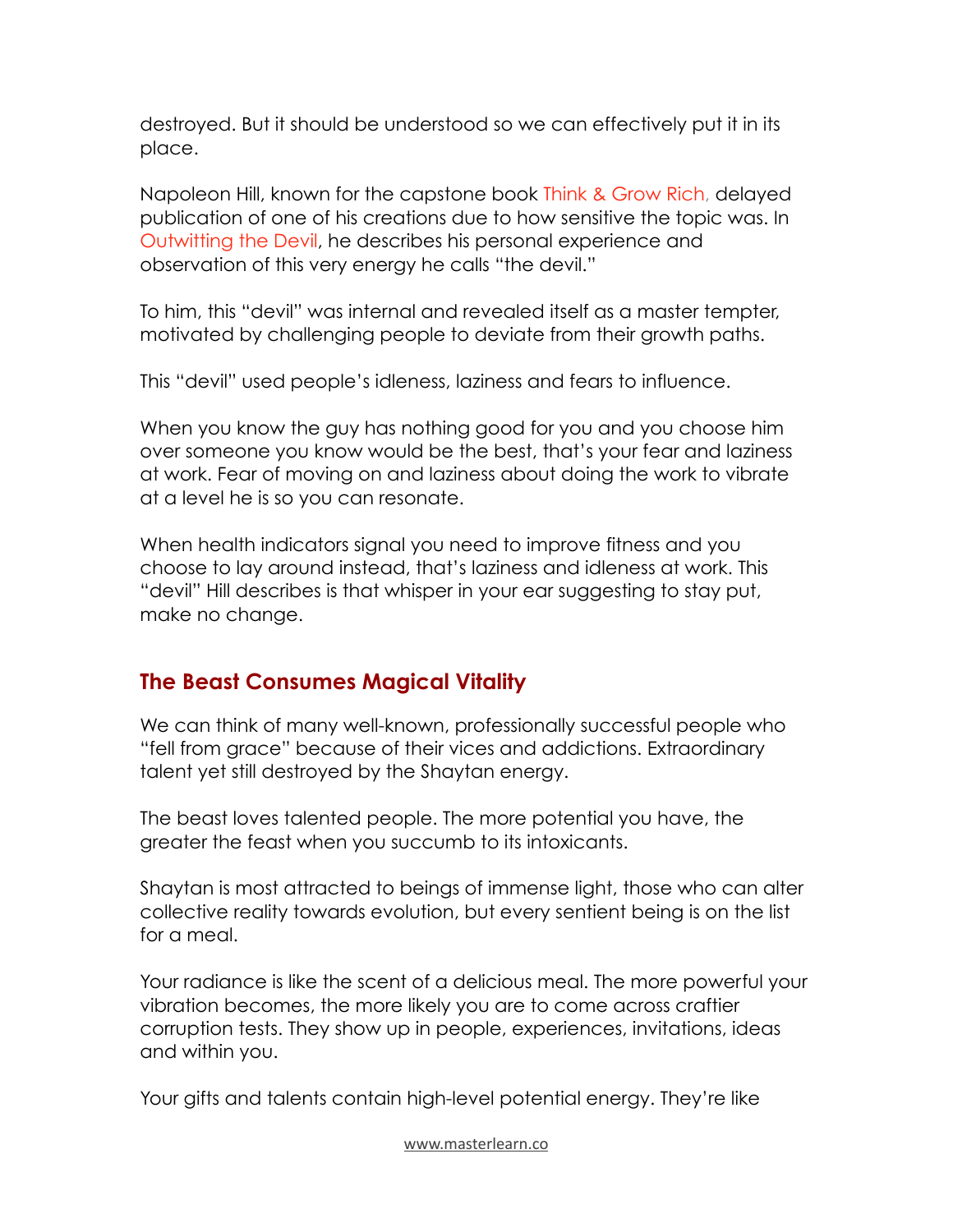destroyed. But it should be understood so we can effectively put it in its place.

Napoleon Hill, known for the capstone book Think & Grow Rich, delayed publication of one of his creations due to how sensitive the topic was. In Outwitting the Devil, he describes his personal experience and observation of this very energy he calls "the devil."

To him, this "devil" was internal and revealed itself as a master tempter, motivated by challenging people to deviate from their growth paths.

This "devil" used people's idleness, laziness and fears to influence.

When you know the guy has nothing good for you and you choose him over someone you know would be the best, that's your fear and laziness at work. Fear of moving on and laziness about doing the work to vibrate at a level he is so you can resonate.

When health indicators signal you need to improve fitness and you choose to lay around instead, that's laziness and idleness at work. This "devil" Hill describes is that whisper in your ear suggesting to stay put, make no change.

## The Beast Consumes Magical Vitality

We can think of many well-known, professionally successful people who "fell from grace" because of their vices and addictions. Extraordinary talent yet still destroyed by the Shaytan energy.

The beast loves talented people. The more potential you have, the greater the feast when you succumb to its intoxicants.

Shaytan is most attracted to beings of immense light, those who can alter collective reality towards evolution, but every sentient being is on the list for a meal.

Your radiance is like the scent of a delicious meal. The more powerful your vibration becomes, the more likely you are to come across craftier corruption tests. They show up in people, experiences, invitations, ideas and within you.

Your gifts and talents contain high-level potential energy. They're like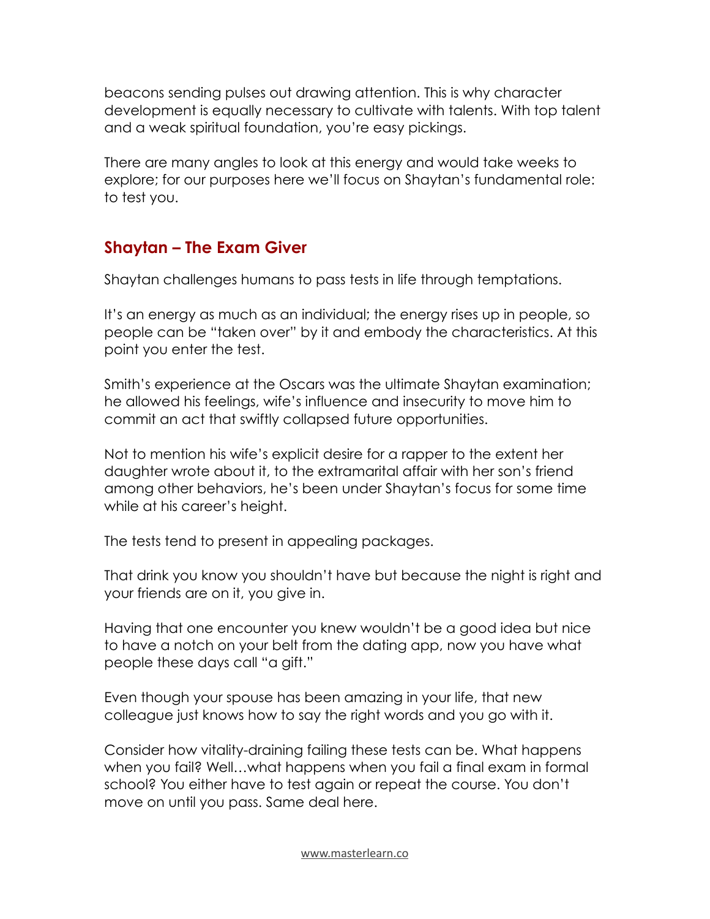beacons sending pulses out drawing attention. This is why character development is equally necessary to cultivate with talents. With top talent and a weak spiritual foundation, you're easy pickings.

There are many angles to look at this energy and would take weeks to explore; for our purposes here we'll focus on Shaytan's fundamental role: to test you.

## Shaytan – The Exam Giver

Shaytan challenges humans to pass tests in life through temptations.

It's an energy as much as an individual; the energy rises up in people, so people can be "taken over" by it and embody the characteristics. At this point you enter the test.

Smith's experience at the Oscars was the ultimate Shaytan examination; he allowed his feelings, wife's influence and insecurity to move him to commit an act that swiftly collapsed future opportunities.

Not to mention his wife's explicit desire for a rapper to the extent her daughter wrote about it, to the extramarital affair with her son's friend among other behaviors, he's been under Shaytan's focus for some time while at his career's height.

The tests tend to present in appealing packages.

That drink you know you shouldn't have but because the night is right and your friends are on it, you give in.

Having that one encounter you knew wouldn't be a good idea but nice to have a notch on your belt from the dating app, now you have what people these days call "a gift."

Even though your spouse has been amazing in your life, that new colleague just knows how to say the right words and you go with it.

Consider how vitality-draining failing these tests can be. What happens when you fail? Well…what happens when you fail a final exam in formal school? You either have to test again or repeat the course. You don't move on until you pass. Same deal here.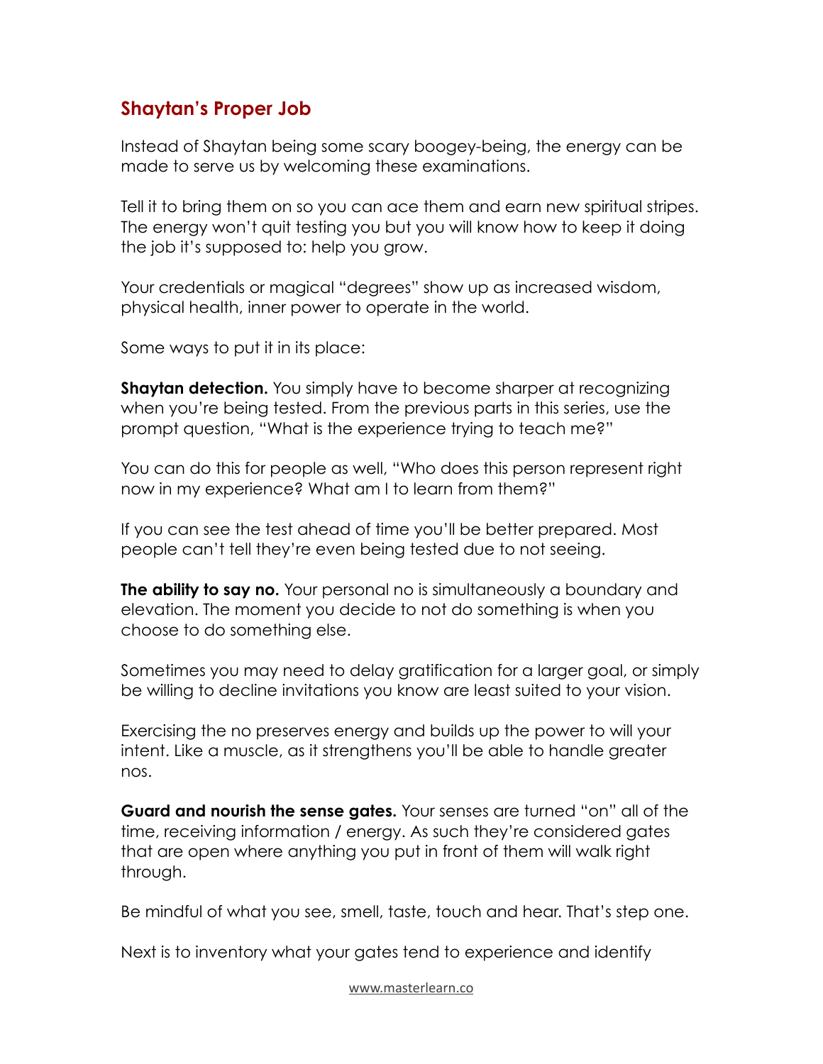## Shaytan's Proper Job

Instead of Shaytan being some scary boogey-being, the energy can be made to serve us by welcoming these examinations.

Tell it to bring them on so you can ace them and earn new spiritual stripes. The energy won't quit testing you but you will know how to keep it doing the job it's supposed to: help you grow.

Your credentials or magical "degrees" show up as increased wisdom, physical health, inner power to operate in the world.

Some ways to put it in its place:

**Shaytan detection.** You simply have to become sharper at recognizing when you're being tested. From the previous parts in this series, use the prompt question, "What is the experience trying to teach me?"

You can do this for people as well, "Who does this person represent right now in my experience? What am I to learn from them?"

If you can see the test ahead of time you'll be better prepared. Most people can't tell they're even being tested due to not seeing.

**The ability to say no.** Your personal no is simultaneously a boundary and elevation. The moment you decide to not do something is when you choose to do something else.

Sometimes you may need to delay gratification for a larger goal, or simply be willing to decline invitations you know are least suited to your vision.

Exercising the no preserves energy and builds up the power to will your intent. Like a muscle, as it strengthens you'll be able to handle greater nos.

**Guard and nourish the sense gates.** Your senses are turned "on" all of the time, receiving information / energy. As such they're considered gates that are open where anything you put in front of them will walk right through.

Be mindful of what you see, smell, taste, touch and hear. That's step one.

Next is to inventory what your gates tend to experience and identify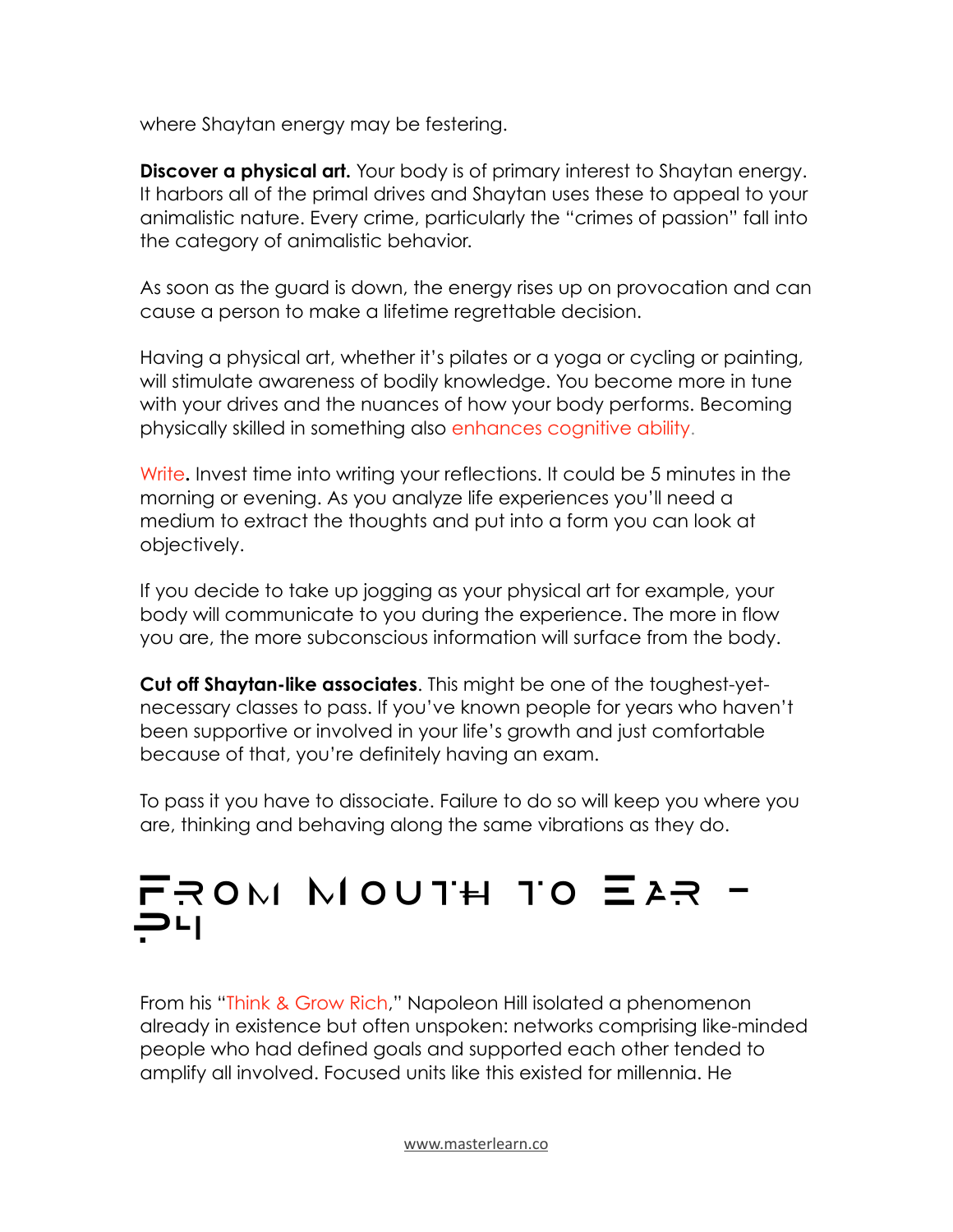where Shaytan energy may be festering.

**Discover a physical art.** Your body is of primary interest to Shaytan energy. It harbors all of the primal drives and Shaytan uses these to appeal to your animalistic nature. Every crime, particularly the "crimes of passion" fall into the category of animalistic behavior.

As soon as the guard is down, the energy rises up on provocation and can cause a person to make a lifetime regrettable decision.

Having a physical art, whether it's pilates or a yoga or cycling or painting, will stimulate awareness of bodily knowledge. You become more in tune with your drives and the nuances of how your body performs. Becoming physically skilled in something also enhances cognitive ability.

Write**.** Invest time into writing your reflections. It could be 5 minutes in the morning or evening. As you analyze life experiences you'll need a medium to extract the thoughts and put into a form you can look at objectively.

If you decide to take up jogging as your physical art for example, your body will communicate to you during the experience. The more in flow you are, the more subconscious information will surface from the body.

**Cut off Shaytan-like associates**. This might be one of the toughest-yet-necessary classes to pass. If you've known people for years who haven't been supportive or involved in your life's growth and just comfortable because of that, you're definitely having an exam.

To pass it you have to dissociate. Failure to do so will keep you where you are, thinking and behaving along the same vibrations as they do.

# From Mouth to Ear – 94

From his "Think & Grow Rich," Napoleon Hill isolated a phenomenon already in existence but often unspoken: networks comprising like-minded people who had defined goals and supported each other tended to amplify all involved. Focused units like this existed for millennia. He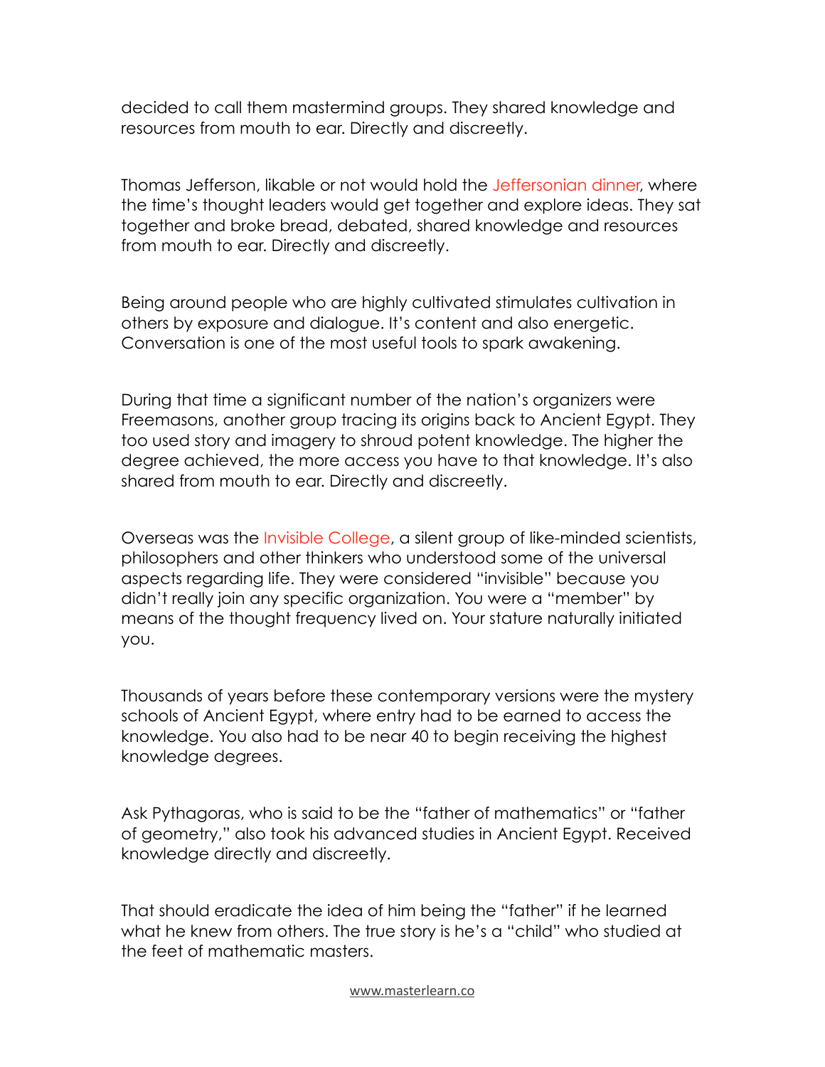decided to call them mastermind groups. They shared knowledge and resources from mouth to ear. Directly and discreetly.

Thomas Jefferson, likable or not would hold the Jeffersonian dinner, where the time's thought leaders would get together and explore ideas. They sat together and broke bread, debated, shared knowledge and resources from mouth to ear. Directly and discreetly.

Being around people who are highly cultivated stimulates cultivation in others by exposure and dialogue. It's content and also energetic. Conversation is one of the most useful tools to spark awakening.

During that time a significant number of the nation's organizers were Freemasons, another group tracing its origins back to Ancient Egypt. They too used story and imagery to shroud potent knowledge. The higher the degree achieved, the more access you have to that knowledge. It's also shared from mouth to ear. Directly and discreetly.

Overseas was the Invisible College, a silent group of like-minded scientists, philosophers and other thinkers who understood some of the universal aspects regarding life. They were considered "invisible" because you didn't really join any specific organization. You were a "member" by means of the thought frequency lived on. Your stature naturally initiated you.

Thousands of years before these contemporary versions were the mystery schools of Ancient Egypt, where entry had to be earned to access the knowledge. You also had to be near 40 to begin receiving the highest knowledge degrees.

Ask Pythagoras, who is said to be the "father of mathematics" or "father of geometry," also took his advanced studies in Ancient Egypt. Received knowledge directly and discreetly.

That should eradicate the idea of him being the "father" if he learned what he knew from others. The true story is he's a "child" who studied at the feet of mathematic masters.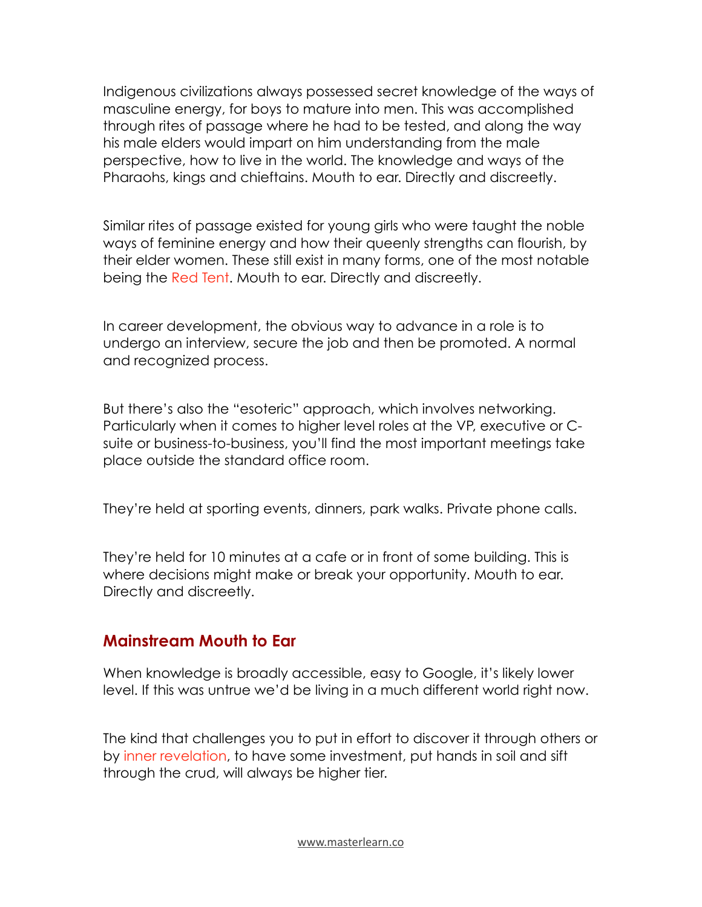Indigenous civilizations always possessed secret knowledge of the ways of masculine energy, for boys to mature into men. This was accomplished through rites of passage where he had to be tested, and along the way his male elders would impart on him understanding from the male perspective, how to live in the world. The knowledge and ways of the Pharaohs, kings and chieftains. Mouth to ear. Directly and discreetly.

Similar rites of passage existed for young girls who were taught the noble ways of feminine energy and how their queenly strengths can flourish, by their elder women. These still exist in many forms, one of the most notable being the Red Tent. Mouth to ear. Directly and discreetly.

In career development, the obvious way to advance in a role is to undergo an interview, secure the job and then be promoted. A normal and recognized process.

But there's also the "esoteric" approach, which involves networking. Particularly when it comes to higher level roles at the VP, executive or C-suite or business-to-business, you'll find the most important meetings take place outside the standard office room.

They're held at sporting events, dinners, park walks. Private phone calls.

They're held for 10 minutes at a cafe or in front of some building. This is where decisions might make or break your opportunity. Mouth to ear. Directly and discreetly.

## Mainstream Mouth to Ear

When knowledge is broadly accessible, easy to Google, it's likely lower level. If this was untrue we'd be living in a much different world right now.

The kind that challenges you to put in effort to discover it through others or by inner revelation, to have some investment, put hands in soil and sift through the crud, will always be higher tier.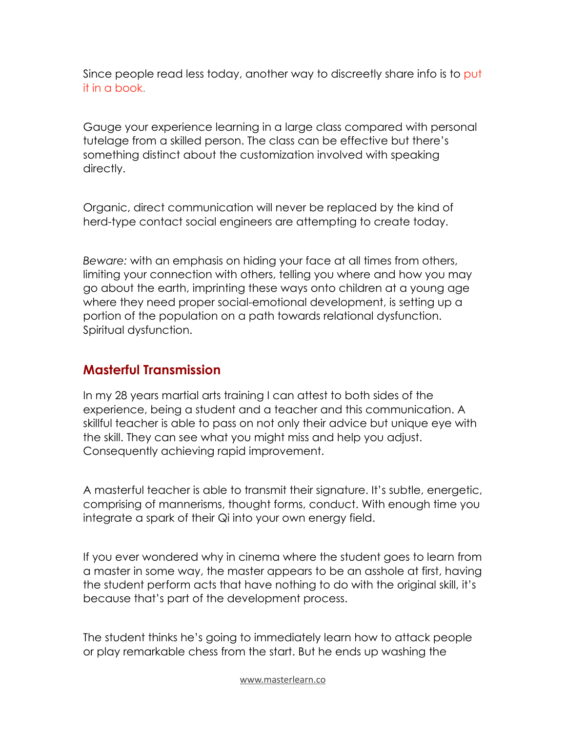Since people read less today, another way to discreetly share info is to put it in a book.

Gauge your experience learning in a large class compared with personal tutelage from a skilled person. The class can be effective but there's something distinct about the customization involved with speaking directly.

Organic, direct communication will never be replaced by the kind of herd-type contact social engineers are attempting to create today.

*Beware:* with an emphasis on hiding your face at all times from others, limiting your connection with others, telling you where and how you may go about the earth, imprinting these ways onto children at a young age where they need proper social-emotional development, is setting up a portion of the population on a path towards relational dysfunction. Spiritual dysfunction.

## Masterful Transmission

In my 28 years martial arts training I can attest to both sides of the experience, being a student and a teacher and this communication. A skillful teacher is able to pass on not only their advice but unique eye with the skill. They can see what you might miss and help you adjust. Consequently achieving rapid improvement.

A masterful teacher is able to transmit their signature. It's subtle, energetic, comprising of mannerisms, thought forms, conduct. With enough time you integrate a spark of their Qi into your own energy field.

If you ever wondered why in cinema where the student goes to learn from a master in some way, the master appears to be an asshole at first, having the student perform acts that have nothing to do with the original skill, it's because that's part of the development process.

The student thinks he's going to immediately learn how to attack people or play remarkable chess from the start. But he ends up washing the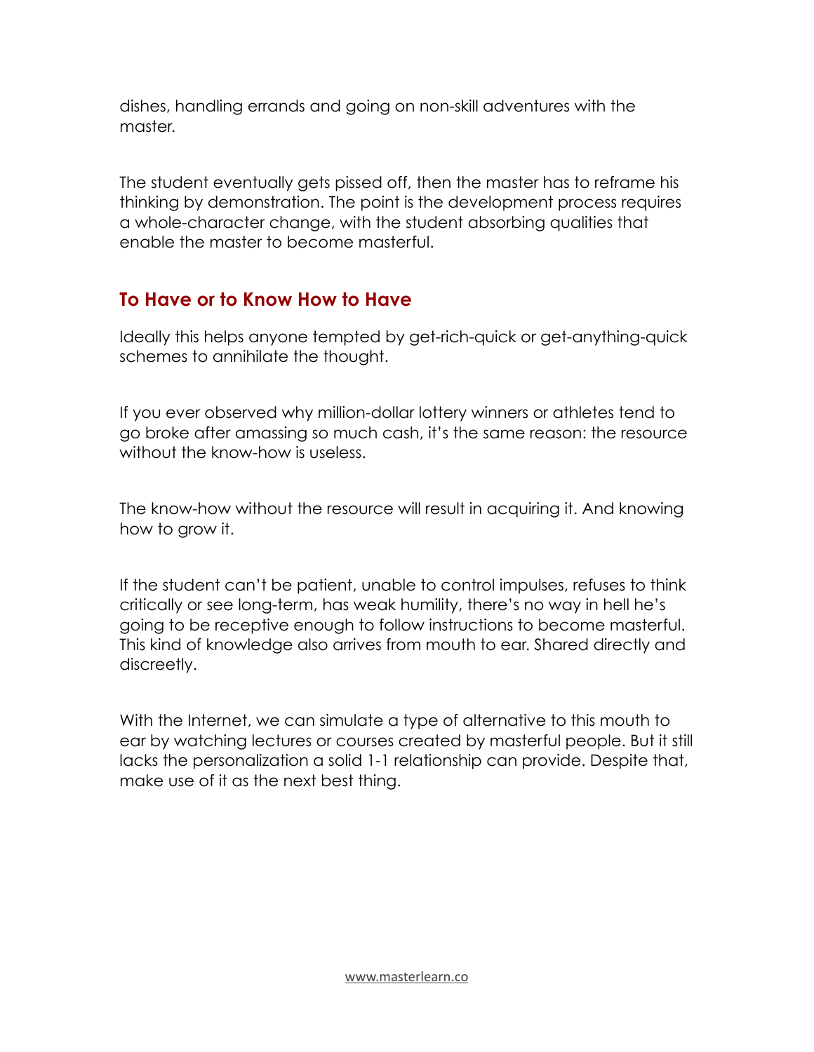dishes, handling errands and going on non-skill adventures with the master.

The student eventually gets pissed off, then the master has to reframe his thinking by demonstration. The point is the development process requires a whole-character change, with the student absorbing qualities that enable the master to become masterful.

## To Have or to Know How to Have

Ideally this helps anyone tempted by get-rich-quick or get-anything-quick schemes to annihilate the thought.

If you ever observed why million-dollar lottery winners or athletes tend to go broke after amassing so much cash, it's the same reason: the resource without the know-how is useless.

The know-how without the resource will result in acquiring it. And knowing how to grow it.

If the student can't be patient, unable to control impulses, refuses to think critically or see long-term, has weak humility, there's no way in hell he's going to be receptive enough to follow instructions to become masterful. This kind of knowledge also arrives from mouth to ear. Shared directly and discreetly.

With the Internet, we can simulate a type of alternative to this mouth to ear by watching lectures or courses created by masterful people. But it still lacks the personalization a solid 1-1 relationship can provide. Despite that, make use of it as the next best thing.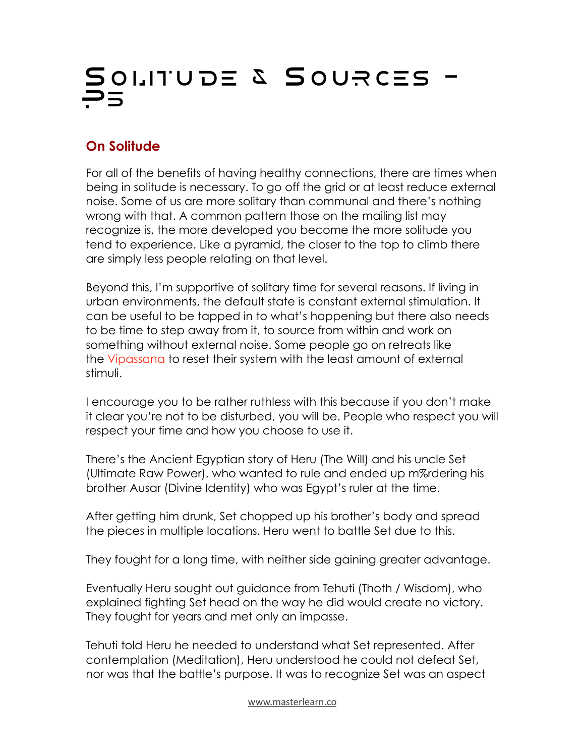# Solitude & Sources - P5

## On Solitude

For all of the benefits of having healthy connections, there are times when being in solitude is necessary. To go off the grid or at least reduce external noise. Some of us are more solitary than communal and there's nothing wrong with that. A common pattern those on the mailing list may recognize is, the more developed you become the more solitude you tend to experience. Like a pyramid, the closer to the top to climb there are simply less people relating on that level.

Beyond this, I'm supportive of solitary time for several reasons. If living in urban environments, the default state is constant external stimulation. It can be useful to be tapped in to what's happening but there also needs to be time to step away from it, to source from within and work on something without external noise. Some people go on retreats like the Vipassana to reset their system with the least amount of external stimuli.

I encourage you to be rather ruthless with this because if you don't make it clear you're not to be disturbed, you will be. People who respect you will respect your time and how you choose to use it.

There's the Ancient Egyptian story of Heru (The Will) and his uncle Set (Ultimate Raw Power), who wanted to rule and ended up m%rdering his brother Ausar (Divine Identity) who was Egypt's ruler at the time.

After getting him drunk, Set chopped up his brother's body and spread the pieces in multiple locations. Heru went to battle Set due to this.

They fought for a long time, with neither side gaining greater advantage.

Eventually Heru sought out guidance from Tehuti (Thoth / Wisdom), who explained fighting Set head on the way he did would create no victory. They fought for years and met only an impasse.

Tehuti told Heru he needed to understand what Set represented. After contemplation (Meditation), Heru understood he could not defeat Set, nor was that the battle's purpose. It was to recognize Set was an aspect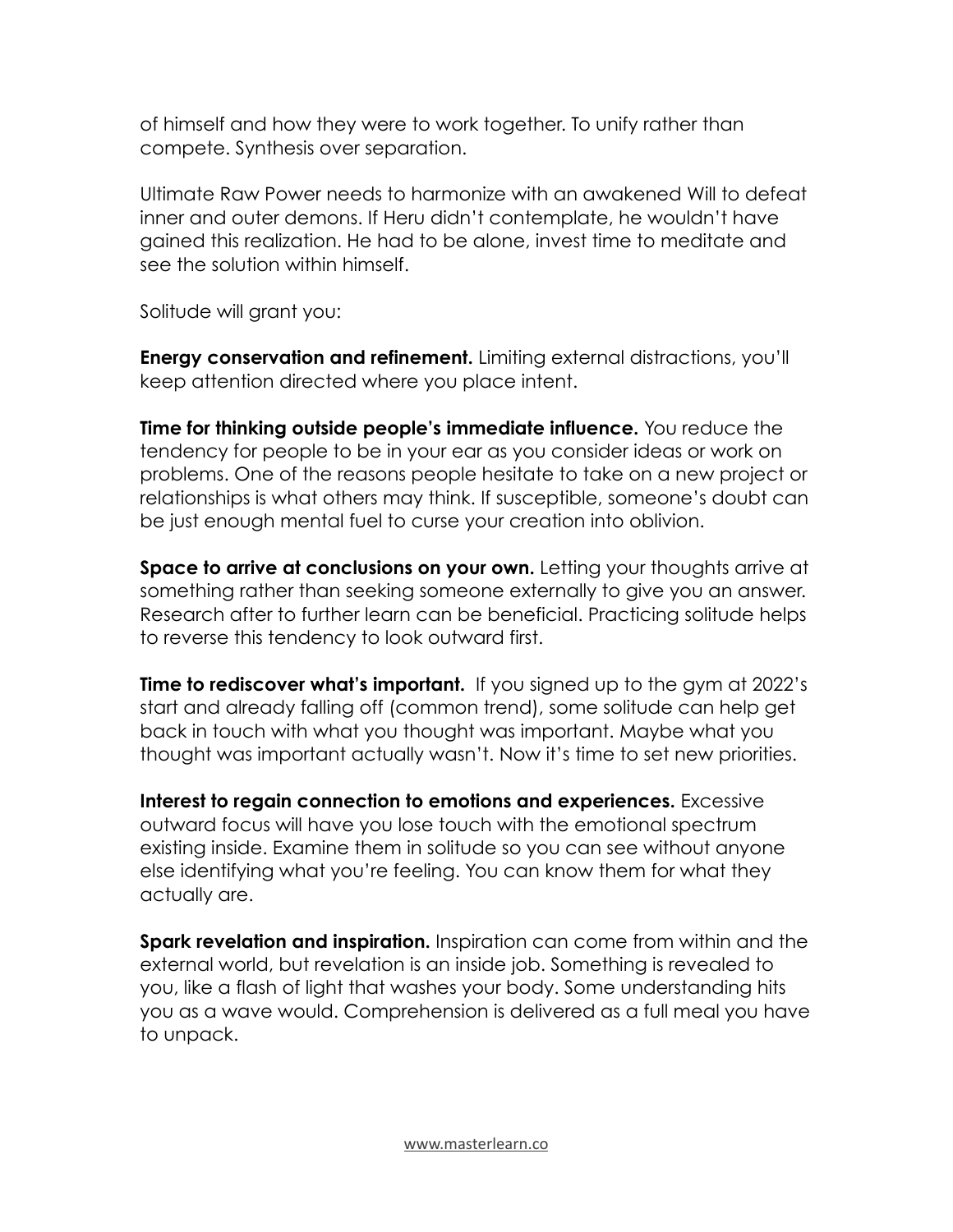of himself and how they were to work together. To unify rather than compete. Synthesis over separation.

Ultimate Raw Power needs to harmonize with an awakened Will to defeat inner and outer demons. If Heru didn't contemplate, he wouldn't have gained this realization. He had to be alone, invest time to meditate and see the solution within himself.

Solitude will grant you:

**Energy conservation and refinement.** Limiting external distractions, you'll keep attention directed where you place intent.

**Time for thinking outside people's immediate influence.** You reduce the tendency for people to be in your ear as you consider ideas or work on problems. One of the reasons people hesitate to take on a new project or relationships is what others may think. If susceptible, someone's doubt can be just enough mental fuel to curse your creation into oblivion.

**Space to arrive at conclusions on your own.** Letting your thoughts arrive at something rather than seeking someone externally to give you an answer. Research after to further learn can be beneficial. Practicing solitude helps to reverse this tendency to look outward first.

**Time to rediscover what's important.** If you signed up to the gym at 2022's start and already falling off (common trend), some solitude can help get back in touch with what you thought was important. Maybe what you thought was important actually wasn't. Now it's time to set new priorities.

**Interest to regain connection to emotions and experiences.** Excessive outward focus will have you lose touch with the emotional spectrum existing inside. Examine them in solitude so you can see without anyone else identifying what you're feeling. You can know them for what they actually are.

**Spark revelation and inspiration.** Inspiration can come from within and the external world, but revelation is an inside job. Something is revealed to you, like a flash of light that washes your body. Some understanding hits you as a wave would. Comprehension is delivered as a full meal you have to unpack.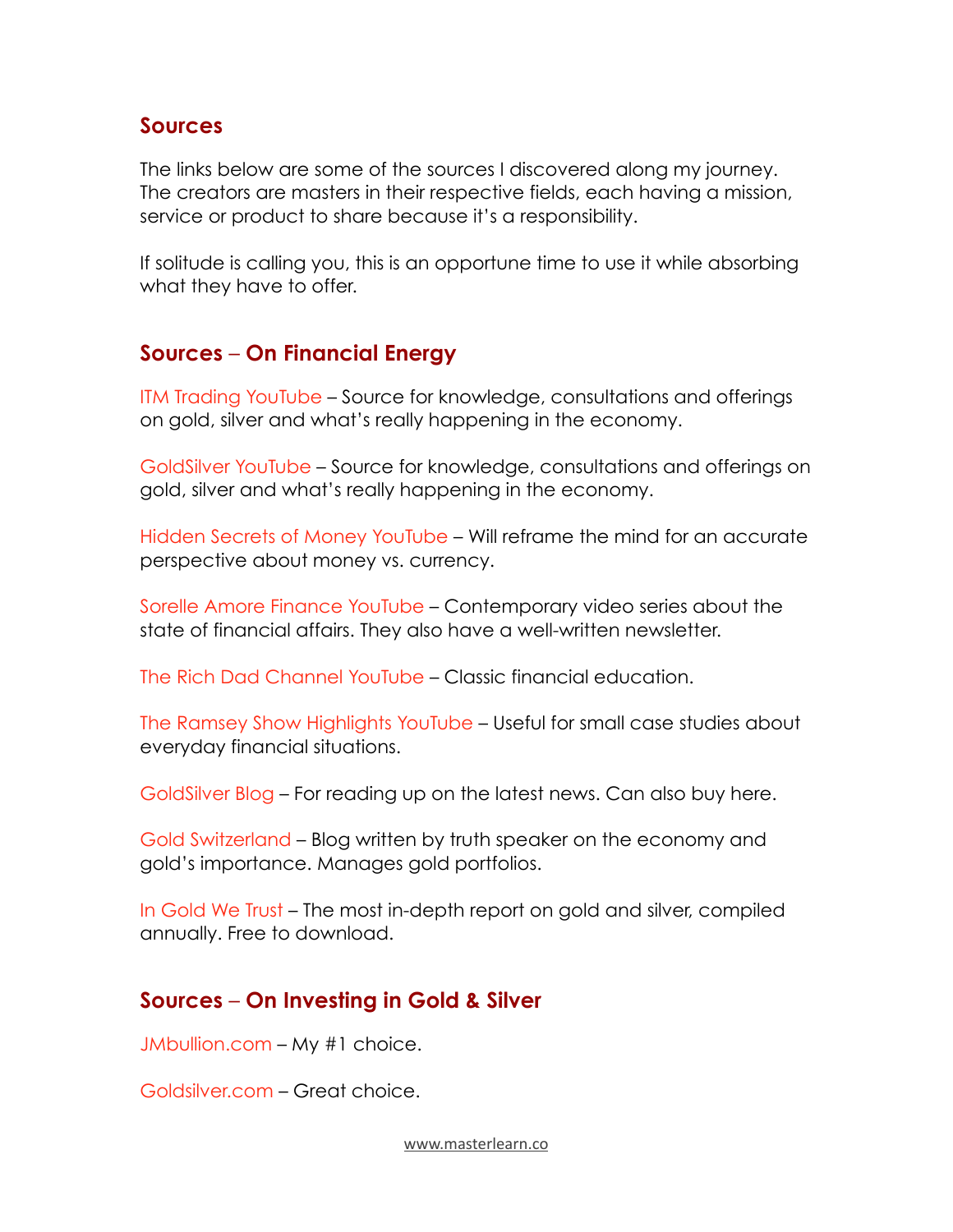## Sources

The links below are some of the sources I discovered along my journey. The creators are masters in their respective fields, each having a mission, service or product to share because it's a responsibility.

If solitude is calling you, this is an opportune time to use it while absorbing what they have to offer.

## Sources – On Financial Energy

ITM Trading YouTube – Source for knowledge, consultations and offerings on gold, silver and what's really happening in the economy.

GoldSilver YouTube – Source for knowledge, consultations and offerings on gold, silver and what's really happening in the economy.

Hidden Secrets of Money YouTube – Will reframe the mind for an accurate perspective about money vs. currency.

Sorelle Amore Finance YouTube – Contemporary video series about the state of financial affairs. They also have a well-written newsletter.

The Rich Dad Channel YouTube – Classic financial education.

The Ramsey Show Highlights YouTube – Useful for small case studies about everyday financial situations.

GoldSilver Blog – For reading up on the latest news. Can also buy here.

Gold Switzerland – Blog written by truth speaker on the economy and gold's importance. Manages gold portfolios.

In Gold We Trust – The most in-depth report on gold and silver, compiled annually. Free to download.

## Sources – On Investing in Gold & Silver

JMbullion.com – My #1 choice.

Goldsilver.com – Great choice.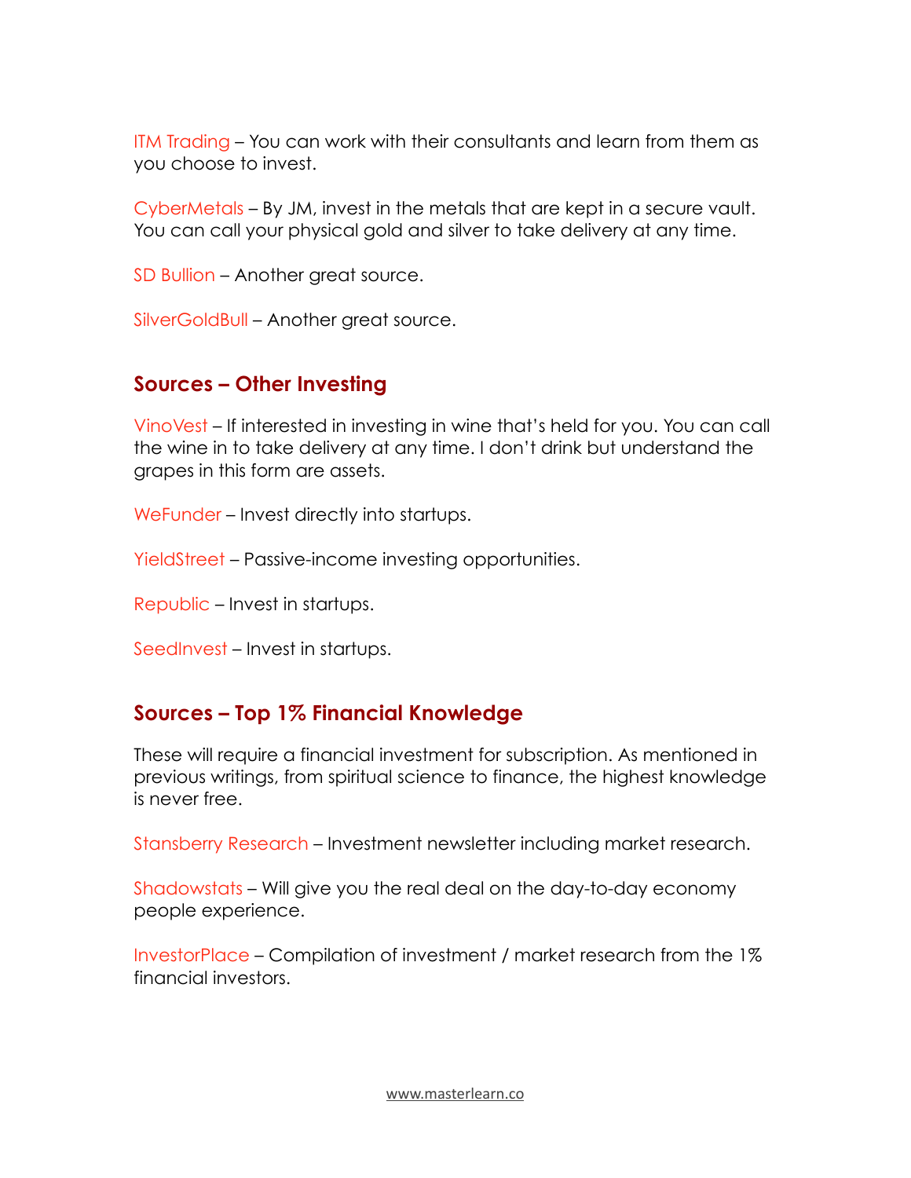ITM Trading – You can work with their consultants and learn from them as you choose to invest.

CyberMetals – By JM, invest in the metals that are kept in a secure vault. You can call your physical gold and silver to take delivery at any time.

SD Bullion – Another great source.

SilverGoldBull – Another great source.

## Sources – Other Investing

VinoVest – If interested in investing in wine that's held for you. You can call the wine in to take delivery at any time. I don't drink but understand the grapes in this form are assets.

WeFunder – Invest directly into startups.

YieldStreet – Passive-income investing opportunities.

Republic – Invest in startups.

SeedInvest – Invest in startups.

## Sources – Top 1% Financial Knowledge

These will require a financial investment for subscription. As mentioned in previous writings, from spiritual science to finance, the highest knowledge is never free.

Stansberry Research – Investment newsletter including market research.

Shadowstats – Will give you the real deal on the day-to-day economy people experience.

InvestorPlace – Compilation of investment / market research from the 1% financial investors.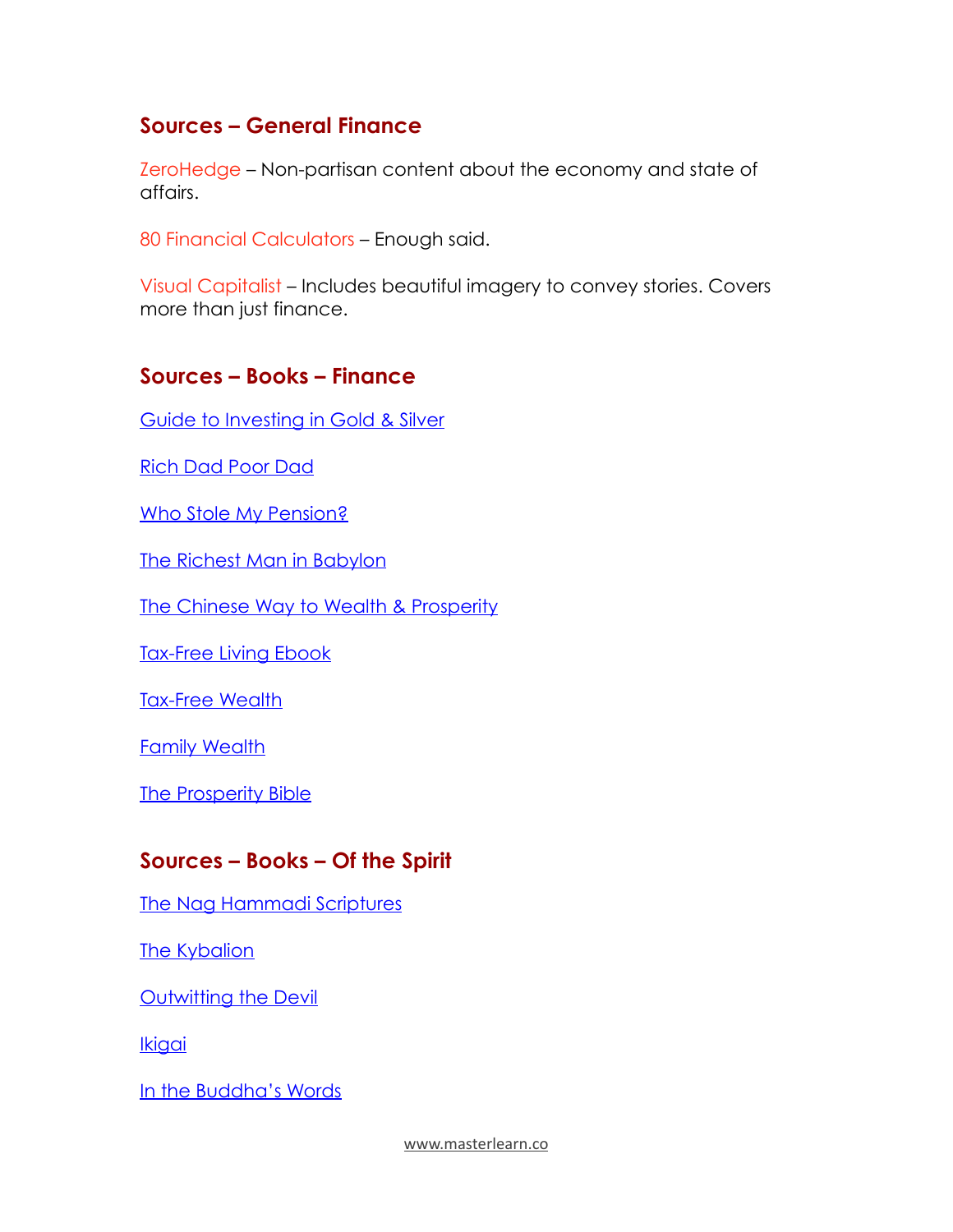## Sources – General Finance

ZeroHedge – Non-partisan content about the economy and state of affairs.

80 Financial Calculators – Enough said.

Visual Capitalist – Includes beautiful imagery to convey stories. Covers more than just finance.

## Sources – Books – Finance

Guide to Investing in Gold & Silver

Rich Dad Poor Dad

Who Stole My Pension?

The Richest Man in Babylon

The Chinese Way to Wealth & Prosperity

Tax-Free Living Ebook

Tax-Free Wealth

Family Wealth

The Prosperity Bible

## Sources – Books – Of the Spirit

The Nag Hammadi Scriptures

The Kybalion

Outwitting the Devil

Ikigai

In the Buddha's Words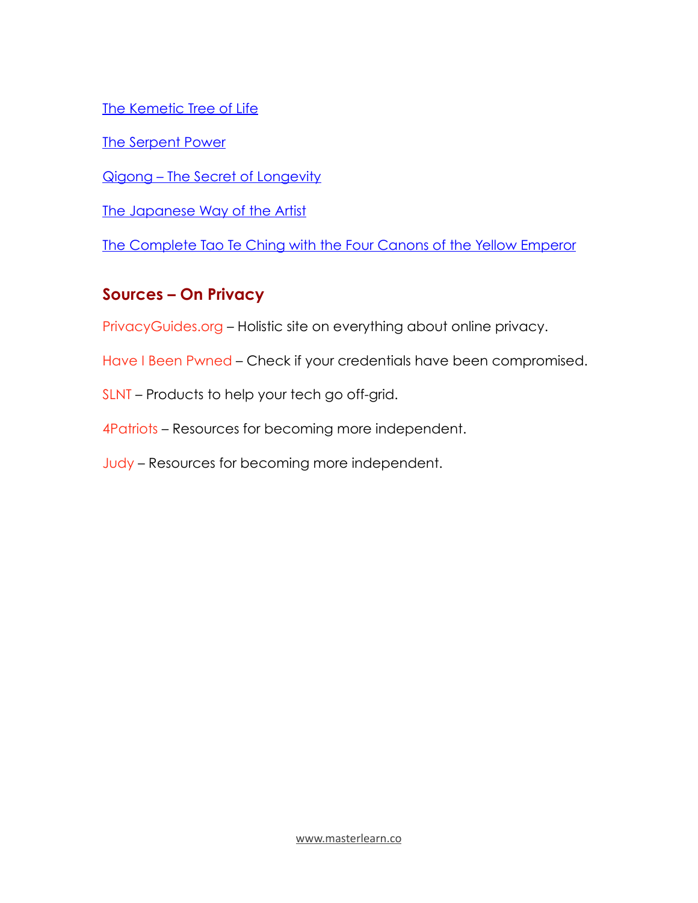The Kemetic Tree of Life

The Serpent Power

Qigong – The Secret of Longevity

The Japanese Way of the Artist

The Complete Tao Te Ching with the Four Canons of the Yellow Emperor

## Sources – On Privacy

PrivacyGuides.org – Holistic site on everything about online privacy.

Have I Been Pwned – Check if your credentials have been compromised.

SLNT – Products to help your tech go off-grid.

4Patriots – Resources for becoming more independent.

Judy – Resources for becoming more independent.